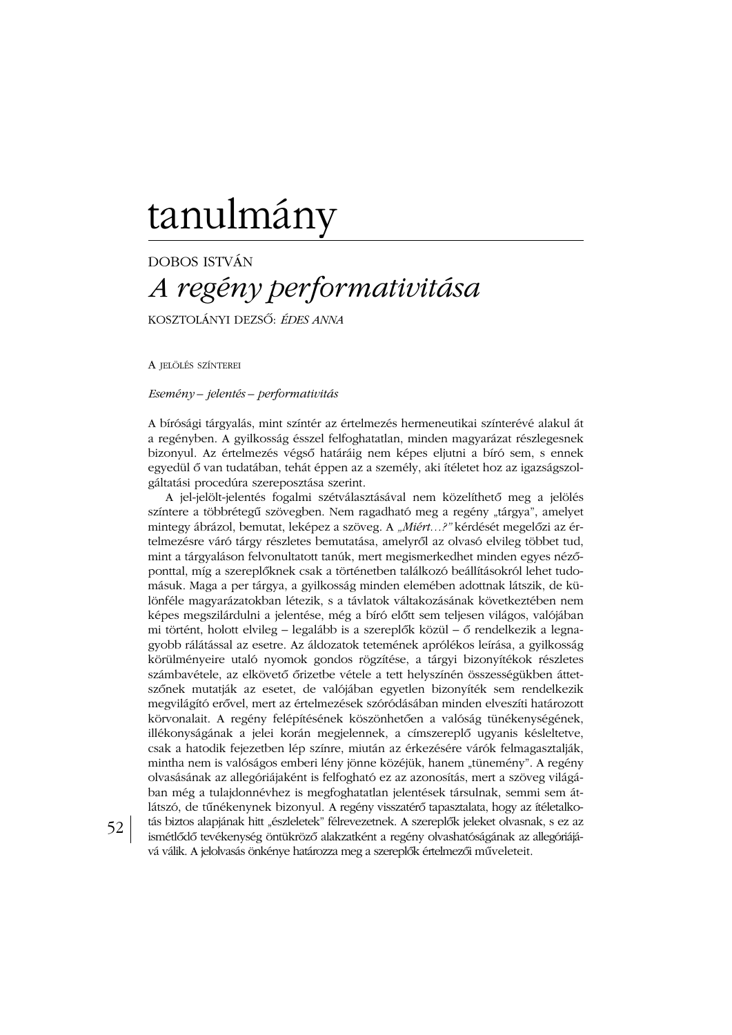# tanulmány

DOBOS ISTVÁN

## *A regény performativitása*

KOSZTOLÁNYI DEZSŐ: *ÉDES ANNA*

### A JELÖLÉS SZÍNTEREI

*Esemény – jelentés – performativitás*

A bírósági tárgyalás, mint színtér az értelmezés hermeneutikai színterévé alakul át a regényben. A gyilkosság ésszel felfoghatatlan, minden magyarázat részlegesnek bizonyul. Az értelmezés végső határáig nem képes eljutni a bíró sem, s ennek egyedül ő van tudatában, tehát éppen az a személy, aki ítéletet hoz az igazságszolgáltatási procedúra szereposztása szerint.

A jel-jelölt-jelentés fogalmi szétválasztásával nem közelíthető meg a jelölés színtere a többrétegű szövegben. Nem ragadható meg a regény „tárgya", amelyet mintegy ábrázol, bemutat, leképez a szöveg. A *„Miért...?"* kérdését megelőzi az értelmezésre váró tárgy részletes bemutatása, amelyről az olvasó elvileg többet tud, mint a tárgyaláson felvonultatott tanúk, mert megismerkedhet minden egyes nézőponttal, míg a szereplőknek csak a történetben találkozó beállításokról lehet tudomásuk. Maga a per tárgya, a gyilkosság minden elemében adottnak látszik, de különféle magyarázatokban létezik, s a távlatok váltakozásának következtében nem képes megszilárdulni a jelentése, még a bíró előtt sem teljesen világos, valójában mi történt, holott elvileg – legalább is a szereplők közül – ő rendelkezik a legnagyobb rálátással az esetre. Az áldozatok tetemének aprólékos leírása, a gyilkosság körülményeire utaló nyomok gondos rögzítése, a tárgyi bizonyítékok részletes számbavétele, az elkövető őrizetbe vétele a tett helyszínén összességükben áttetszőnek mutatják az esetet, de valójában egyetlen bizonyíték sem rendelkezik megvilágító erővel, mert az értelmezések szóródásában minden elveszíti határozott körvonalait. A regény felépítésének köszönhetően a valóság tünékenységének, illékonyságának a jelei korán megjelennek, a címszereplő ugyanis késleltetve, csak a hatodik fejezetben lép színre, miután az érkezésére várók felmagasztalják, mintha nem is valóságos emberi lény jönne közéjük, hanem „tünemény". A regény olvasásának az allegóriájaként is felfogható ez az azonosítás, mert a szöveg világában még a tulajdonnévhez is megfoghatatlan jelentések társulnak, semmi sem átlátszó, de tűnékenynek bizonyul. A regény visszatérő tapasztalata, hogy az ítéletalkotás biztos alapjának hitt „észleletek" félrevezetnek. A szereplők jeleket olvasnak, s ez az ismétlődő tevékenység öntükröző alakzatként a regény olvashatóságának az allegóriájává válik. A jelolvasás önkénye határozza meg a szereplők értelmezői műveleteit.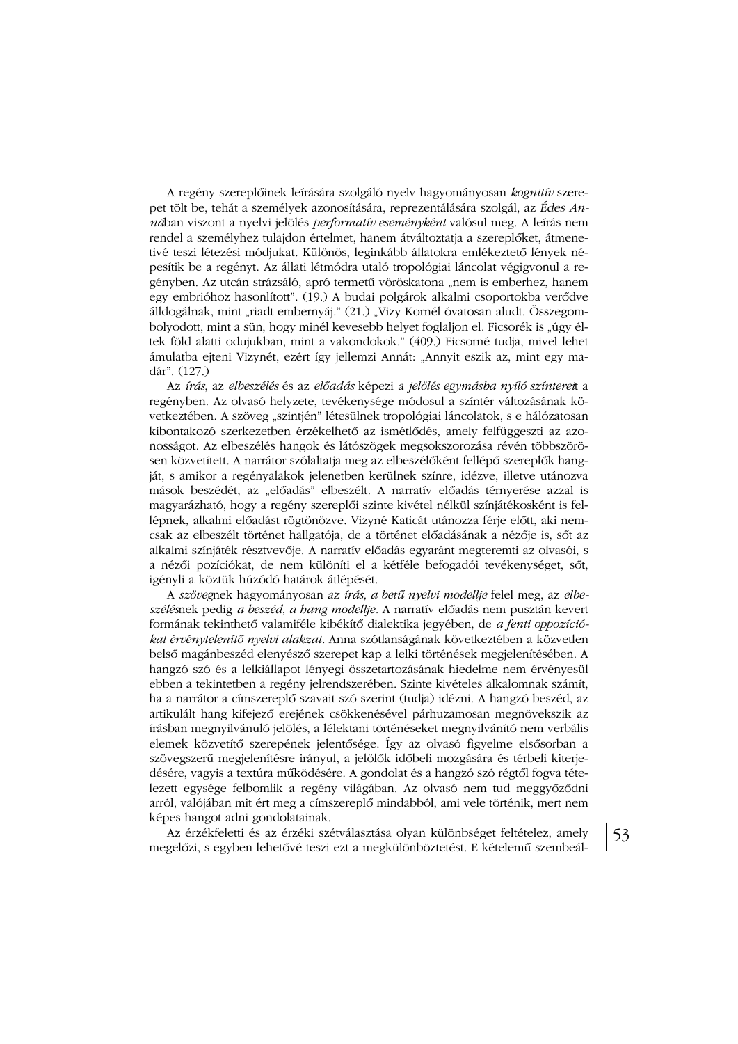A regény szereplőinek leírására szolgáló nyelv hagyományosan *kognitív* szerepet tölt be, tehát a személyek azonosítására, reprezentálására szolgál, az *Édes Anná*ban viszont a nyelvi jelölés *performatív eseményként* valósul meg. A leírás nem rendel a személyhez tulajdon értelmet, hanem átváltoztatja a szereplőket, átmenetivé teszi létezési módjukat. Különös, leginkább állatokra emlékeztető lények népesítik be a regényt. Az állati létmódra utaló tropológiai láncolat végigvonul a regényben. Az utcán strázsáló, apró termetű vöröskatona „nem is emberhez, hanem egy embrióhoz hasonlított". (19.) A budai polgárok alkalmi csoportokba verődve álldogálnak, mint „riadt embernyáj." (21.) „Vizy Kornél óvatosan aludt. Összegombolyodott, mint a sün, hogy minél kevesebb helyet foglaljon el. Ficsorék is „úgy éltek föld alatti odujukban, mint a vakondokok." (409.) Ficsorné tudja, mivel lehet ámulatba ejteni Vizynét, ezért így jellemzi Annát: „Annyit eszik az, mint egy madár". (127.)

Az *írás*, az *elbeszélés* és az *előadás* képezi *a jelölés egymásba nyíló színtereit* a regényben. Az olvasó helyzete, tevékenysége módosul a színtér változásának következtében. A szöveg „szintjén" létesülnek tropológiai láncolatok, s e hálózatosan kibontakozó szerkezetben érzékelhető az ismétlődés, amely felfüggeszti az azonosságot. Az elbeszélés hangok és látószögek megsokszorozása révén többszörösen közvetített. A narrátor szólaltatja meg az elbeszélőként fellépő szereplők hangját, s amikor a regényalakok jelenetben kerülnek színre, idézve, illetve utánozva mások beszédét, az „előadás" elbeszélt. A narratív előadás térnyerése azzal is magyarázható, hogy a regény szereplői szinte kivétel nélkül színjátékosként is fellépnek, alkalmi előadást rögtönözve. Vizyné Katicát utánozza férje előtt, aki nemcsak az elbeszélt történet hallgatója, de a történet előadásának a nézője is, sőt az alkalmi színjáték résztvevője. A narratív előadás egyaránt megteremti az olvasói, s a nézői pozíciókat, de nem különíti el a kétféle befogadói tevékenységet, sőt, igényli a köztük húzódó határok átlépését.

A *szöveg*nek hagyományosan *az írás, a betű nyelvi modellje* felel meg, az *elbeszélés*nek pedig *a beszéd, a hang modellje*. A narratív előadás nem pusztán kevert formának tekinthető valamiféle kibékítő dialektika jegyében, de *a fenti oppozíciókat érvénytelenítő nyelvi alakzat*. Anna szótlanságának következtében a közvetlen belső magánbeszéd elenyésző szerepet kap a lelki történések megjelenítésében. A hangzó szó és a lelkiállapot lényegi összetartozásának hiedelme nem érvényesül ebben a tekintetben a regény jelrendszerében. Szinte kivételes alkalomnak számít, ha a narrátor a címszereplő szavait szó szerint (tudja) idézni. A hangzó beszéd, az artikulált hang kifejező erejének csökkenésével párhuzamosan megnövekszik az írásban megnyilvánuló jelölés, a lélektani történéseket megnyilvánító nem verbális elemek közvetítő szerepének jelentősége. Így az olvasó figyelme elsősorban a szövegszerű megjelenítésre irányul, a jelölők időbeli mozgására és térbeli kiterjedésére, vagyis a textúra működésére. A gondolat és a hangzó szó régtől fogva tételezett egysége felbomlik a regény világában. Az olvasó nem tud meggyőződni arról, valójában mit ért meg a címszereplő mindabból, ami vele történik, mert nem képes hangot adni gondolatainak.

Az érzékfeletti és az érzéki szétválasztása olyan különbséget feltételez, amely megelőzi, s egyben lehetővé teszi ezt a megkülönböztetést. E kételemű szembeál-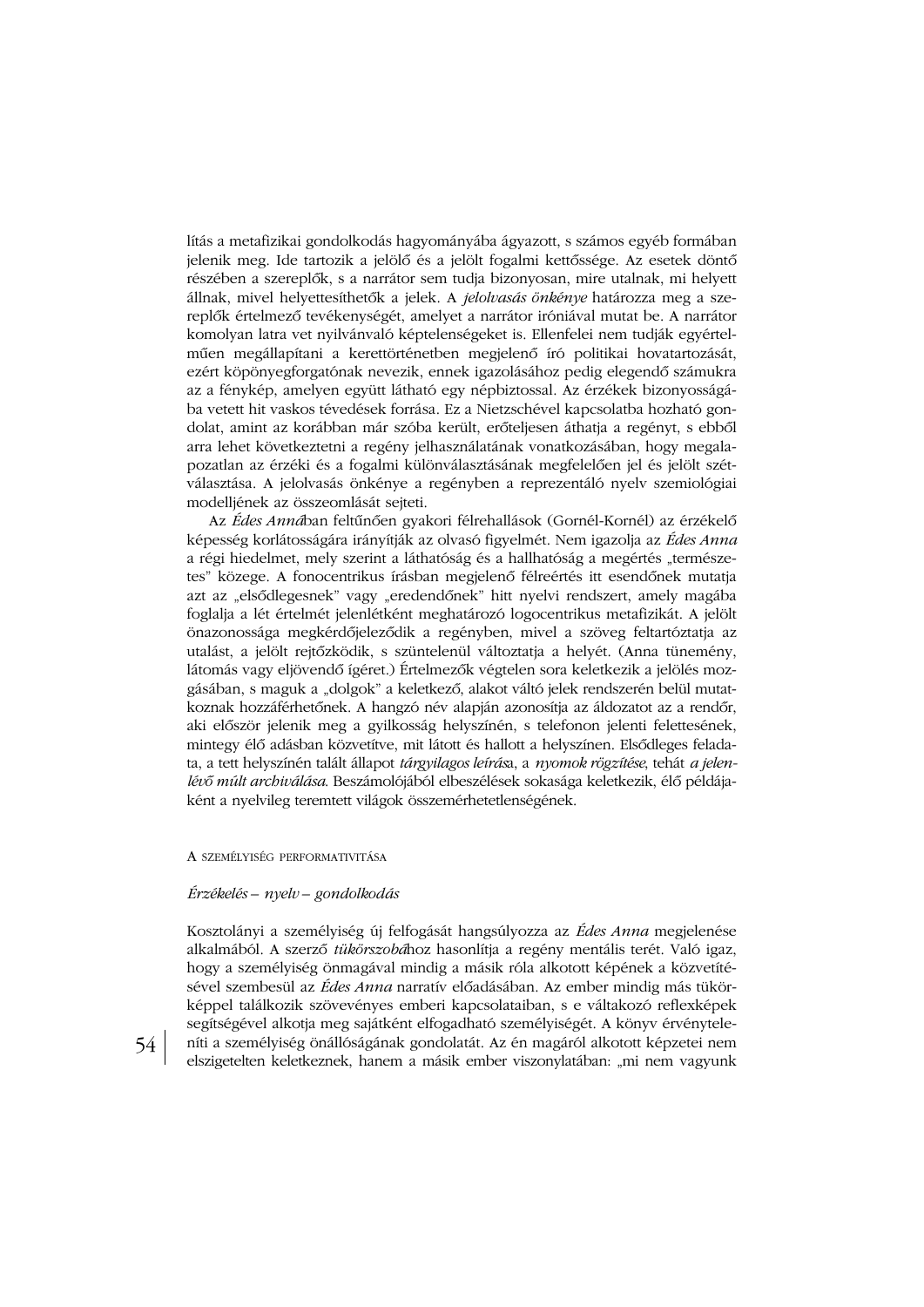lítás a metafizikai gondolkodás hagyományába ágyazott, s számos egyéb formában jelenik meg. Ide tartozik a jelölő és a jelölt fogalmi kettőssége. Az esetek döntő részében a szereplők, s a narrátor sem tudja bizonyosan, mire utalnak, mi helyett állnak, mivel helyettesíthetők a jelek. A *jelolvasás önkénye* határozza meg a szereplők értelmező tevékenységét, amelyet a narrátor iróniával mutat be. A narrátor komolyan latra vet nyilvánvaló képtelenségeket is. Ellenfelei nem tudják egyértelműen megállapítani a kerettörténetben megjelenő író politikai hovatartozását, ezért köpönyegforgatónak nevezik, ennek igazolásához pedig elegendő számukra az a fénykép, amelyen együtt látható egy népbiztossal. Az érzékek bizonyosságába vetett hit vaskos tévedések forrása. Ez a Nietzschével kapcsolatba hozható gondolat, amint az korábban már szóba került, erőteljesen áthatja a regényt, s ebből arra lehet következtetni a regény jelhasználatának vonatkozásában, hogy megalapozatlan az érzéki és a fogalmi különválasztásának megfelelően jel és jelölt szétválasztása. A jelolvasás önkénye a regényben a reprezentáló nyelv szemiológiai modelljének az összeomlását sejteti.

Az *Édes Anná*ban feltűnően gyakori félrehallások (Gornél-Kornél) az érzékelő képesség korlátosságára irányítják az olvasó figyelmét. Nem igazolja az *Édes Anna* a régi hiedelmet, mely szerint a láthatóság és a hallhatóság a megértés „természetes" közege. A fonocentrikus írásban megjelenő félreértés itt esendőnek mutatja azt az „elsődlegesnek" vagy „eredendőnek" hitt nyelvi rendszert, amely magába foglalja a lét értelmét jelenlétként meghatározó logocentrikus metafizikát. A jelölt önazonossága megkérdőjeleződik a regényben, mivel a szöveg feltartóztatja az utalást, a jelölt rejtőzködik, s szüntelenül változtatja a helyét. (Anna tünemény, látomás vagy eljövendő ígéret.) Értelmezők végtelen sora keletkezik a jelölés mozgásában, s maguk a „dolgok" a keletkező, alakot váltó jelek rendszerén belül mutatkoznak hozzáférhetőnek. A hangzó név alapján azonosítja az áldozatot az a rendőr, aki először jelenik meg a gyilkosság helyszínén, s telefonon jelenti felettesének, mintegy élő adásban közvetítve, mit látott és hallott a helyszínen. Elsődleges feladata, a tett helyszínén talált állapot *tárgyilagos leírás*a, a *nyomok rögzítése*, tehát *a jelenlévő múlt archiválása*. Beszámolójából elbeszélések sokasága keletkezik, élő példájaként a nyelvileg teremtett világok összemérhetetlenségének.

## A SZEMÉLYISÉG PERFORMATIVITÁSA

### *Érzékelés – nyelv – gondolkodás*

Kosztolányi a személyiség új felfogását hangsúlyozza az *Édes Anna* megjelenése alkalmából. A szerző *tükörszobá*hoz hasonlítja a regény mentális terét. Való igaz, hogy a személyiség önmagával mindig a másik róla alkotott képének a közvetítésével szembesül az *Édes Anna* narratív előadásában. Az ember mindig más tükörképpel találkozik szövevényes emberi kapcsolataiban, s e váltakozó reflexképek segítségével alkotja meg sajátként elfogadható személyiségét. A könyv érvényteleníti a személyiség önállóságának gondolatát. Az én magáról alkotott képzetei nem elszigetelten keletkeznek, hanem a másik ember viszonylatában: „mi nem vagyunk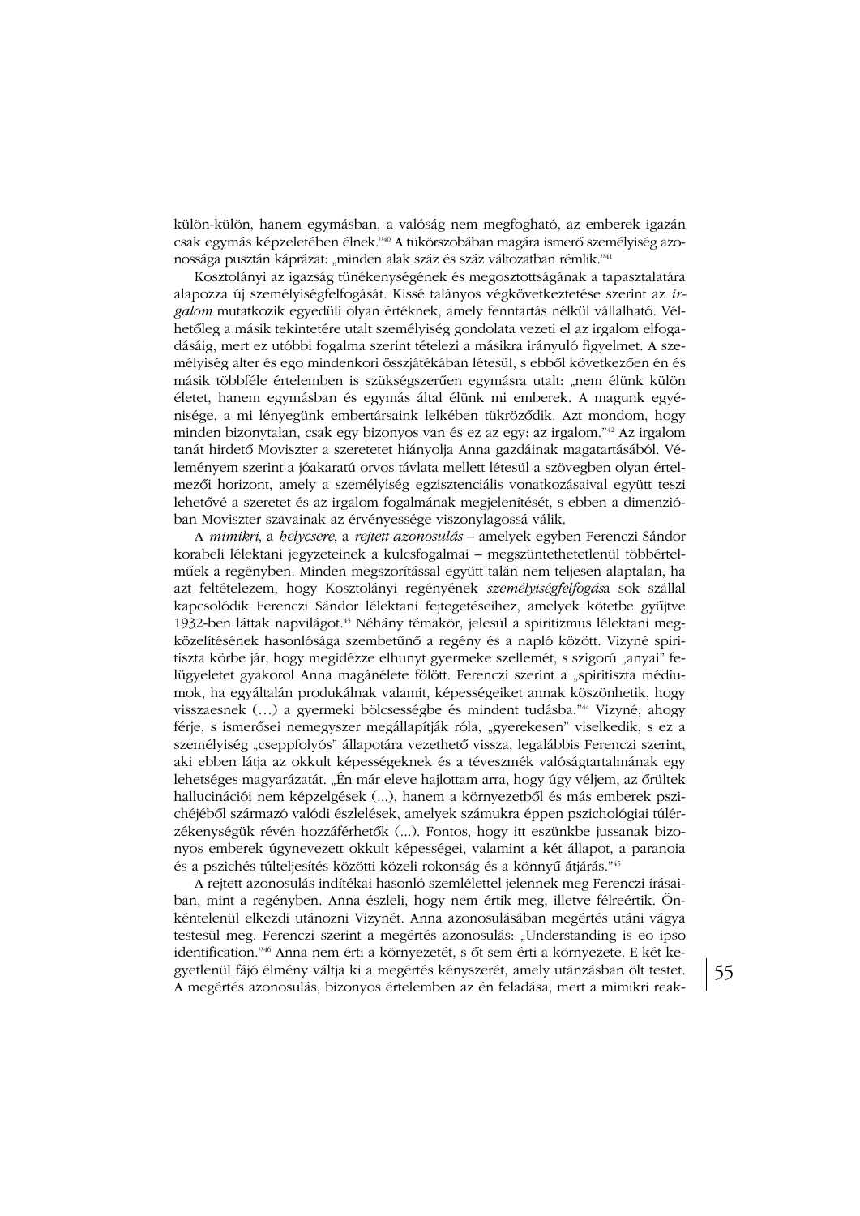külön-külön, hanem egymásban, a valóság nem megfogható, az emberek igazán csak egymás képzeletében élnek."[40] A tükörszobában magára ismerő személyiség azonossága pusztán káprázat: „minden alak száz és száz változatban rémlik."[41]

Kosztolányi az igazság tünékenységének és megosztottságának a tapasztalatára alapozza új személyiségfelfogását. Kissé talányos végkövetkeztetése szerint az *irgalom* mutatkozik egyedüli olyan értéknek, amely fenntartás nélkül vállalható. Vélhetőleg a másik tekintetére utalt személyiség gondolata vezeti el az irgalom elfogadásáig, mert ez utóbbi fogalma szerint tételezi a másikra irányuló figyelmet. A személyiség alter és ego mindenkori összjátékában létesül, s ebből következően én és másik többféle értelemben is szükségszerűen egymásra utalt: „nem élünk külön életet, hanem egymásban és egymás által élünk mi emberek. A magunk egyénisége, a mi lényegünk embertársaink lelkében tükröződik. Azt mondom, hogy minden bizonytalan, csak egy bizonyos van és ez az egy: az irgalom."[42] Az irgalom tanát hirdető Moviszter a szeretetet hiányolja Anna gazdáinak magatartásából. Véleményem szerint a jóakaratú orvos távlata mellett létesül a szövegben olyan értelmezői horizont, amely a személyiség egzisztenciális vonatkozásaival együtt teszi lehetővé a szeretet és az irgalom fogalmának megjelenítését, s ebben a dimenzióban Moviszter szavainak az érvényessége viszonylagossá válik.

A *mimikri*, a *helycsere*, a *rejtett azonosulás* – amelyek egyben Ferenczi Sándor korabeli lélektani jegyzeteinek a kulcsfogalmai – megszüntethetetlenül többértelműek a regényben. Minden megszorítással együtt talán nem teljesen alaptalan, ha azt feltételezem, hogy Kosztolányi regényének *személyiségfelfogás*a sok szállal kapcsolódik Ferenczi Sándor lélektani fejtegetéseihez, amelyek kötetbe gyűjtve 1932-ben láttak napvilágot.[43] Néhány témakör, jelesül a spiritizmus lélektani megközelítésének hasonlósága szembetűnő a regény és a napló között. Vizyné spiritiszta körbe jár, hogy megidézze elhunyt gyermeke szellemét, s szigorú „anyai" felügyeletet gyakorol Anna magánélete fölött. Ferenczi szerint a „spiritiszta médiumok, ha egyáltalán produkálnak valamit, képességeiket annak köszönhetik, hogy visszaesnek (…) a gyermeki bölcsességbe és mindent tudásba."[44] Vizyné, ahogy férje, s ismerősei nemegyszer megállapítják róla, „gyerekesen" viselkedik, s ez a személyiség „cseppfolyós" állapotára vezethető vissza, legalábbis Ferenczi szerint, aki ebben látja az okkult képességeknek és a téveszmék valóságtartalmának egy lehetséges magyarázatát. „Én már eleve hajlottam arra, hogy úgy véljem, az őrültek hallucinációi nem képzelgések (...), hanem a környezetből és más emberek pszichéjéből származó valódi észlelések, amelyek számukra éppen pszichológiai túlérzékenységük révén hozzáférhetők (...). Fontos, hogy itt eszünkbe jussanak bizonyos emberek úgynevezett okkult képességei, valamint a két állapot, a paranoia és a pszichés túlteljesítés közötti közeli rokonság és a könnyű átjárás."[45]

A rejtett azonosulás indítékai hasonló szemlélettel jelennek meg Ferenczi írásaiban, mint a regényben. Anna észleli, hogy nem értik meg, illetve félreértik. Önkéntelenül elkezdi utánozni Vizynét. Anna azonosulásában megértés utáni vágya testesül meg. Ferenczi szerint a megértés azonosulás: „Understanding is eo ipso identification."[46] Anna nem érti a környezetét, s őt sem érti a környezete. E két kegyetlenül fájó élmény váltja ki a megértés kényszerét, amely utánzásban ölt testet. A megértés azonosulás, bizonyos értelemben az én feladása, mert a mimikri reak-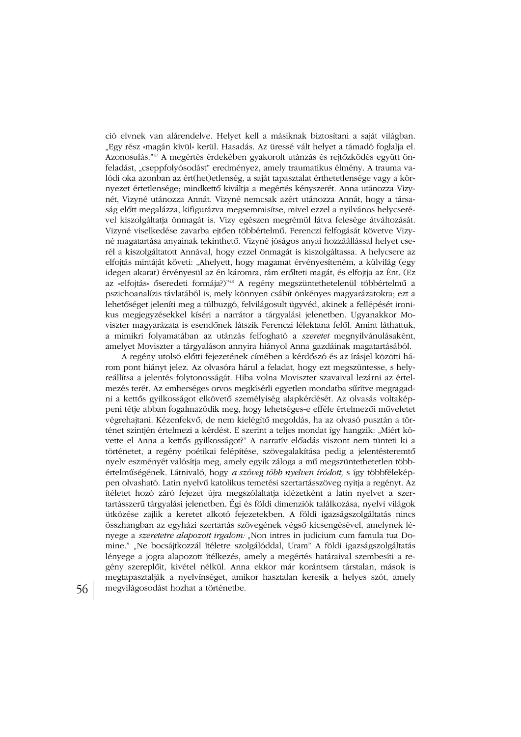ció elvnek van alárendelve. Helyet kell a másiknak biztosítani a saját világban. „Egy rész »magán kívül« kerül. Hasadás. Az üressé vált helyet a támadó foglalja el. Azonosulás."[47] A megértés érdekében gyakorolt utánzás és rejtőzködés együtt önfeladást, „cseppfolyósodást" eredményez, amely traumatikus élmény. A trauma valódi oka azonban az ért(het)etlenség, a saját tapasztalat érthetetlensége vagy a környezet értetlensége; mindkettő kiváltja a megértés kényszerét. Anna utánozza Vizynét, Vizyné utánozza Annát. Vizyné nemcsak azért utánozza Annát, hogy a társaság előtt megalázza, kifigurázva megsemmisítse, mivel ezzel a nyilvános helycseréjével kiszolgáltatja önmagát is. Vizy egészen megrémül látva felesége átváltozását. Vizyné viselkedése zavarba ejtően többértelmű. Ferenczi felfogását követve Vizyné magatartása anyainak tekinthető. Vizyné jóságos anyai hozzáállással helyet cserél a kiszolgáltatott Annával, hogy ezzel önmagát is kiszolgáltassa. A helycsere az elfojtás mintáját követi: „Ahelyett, hogy magamat érvényesíteném, a külvilág (egy idegen akarat) érvényesül az én káromra, rám erőlteti magát, és elfojtja az Ént. (Ez az »elfojtás« őseredeti formája?)"[48] A regény megszüntethetelenül többértelmű a pszichoanalízis távlatából is, mely könnyen csábít önkényes magyarázatokra; ezt a lehetőséget jeleníti meg a túlbuzgó, felvilágosult ügyvéd, akinek a fellépését ironikus megjegyzésekkel kíséri a narrátor a tárgyalási jelenetben. Ugyanakkor Moviszter magyarázata is esendőnek látszik Ferenczi lélektana felől. Amint láthattuk, a mimikri folyamatában az utánzás felfogható a *szeretet* megnyilvánulásaként, amelyet Moviszter a tárgyaláson annyira hiányol Anna gazdáinak magatartásából.

A regény utolsó előtti fejezetének címében a kérdőszó és az írásjel közötti három pont hiányt jelez. Az olvasóra hárul a feladat, hogy ezt megszüntesse, s helyreállítsa a jelentés folytonosságát. Hiba volna Moviszter szavaival lezárni az értelmezés terét. Az emberséges orvos megkísérli egyetlen mondatba sűrítve megragadni a kettős gyilkosságot elkövető személyiség alapkérdését. Az olvasás voltaképpeni tétje abban fogalmazódik meg, hogy lehetséges-e efféle értelmezői műveletet végrehajtani. Kézenfekvő, de nem kielégítő megoldás, ha az olvasó pusztán a történet szintjén értelmezi a kérdést. E szerint a teljes mondat így hangzik: „Miért követte el Anna a kettős gyilkosságot?" A narratív előadás viszont nem tünteti ki a történetet, a regény poétikai felépítése, szövegalakítása pedig a jelentésteremtő nyelv eszményét valósítja meg, amely egyik záloga a mű megszüntethetetlen többértelműségének. Látnivaló, hogy *a szöveg több nyelven íródott,* s így többféleképpen olvasható. Latin nyelvű katolikus temetési szertartásszöveg nyitja a regényt. Az ítéletet hozó záró fejezet újra megszólaltatja idézetként a latin nyelvet a szertartásszerű tárgyalási jelenetben. Égi és földi dimenziók találkozása, nyelvi világok ütközése zajlik a keretet alkotó fejezetekben. A földi igazságszolgáltatás nincs összhangban az egyházi szertartás szövegének végső kicsengésével, amelynek lényege a *szeretetre alapozott irgalom:* „Non intres in judicium cum famula tua Domine." „Ne bocsájtkozzál ítéletre szolgálóddal, Uram" A földi igazságszolgáltatás lényege a jogra alapozott ítélkezés, amely a megértés határaival szembesíti a regény szereplőit, kivétel nélkül. Anna ekkor már korántsem társtalan, mások is megtapasztalják a nyelvínséget, amikor hasztalan keresik a helyes szót, amely megvilágosodást hozhat a történetbe.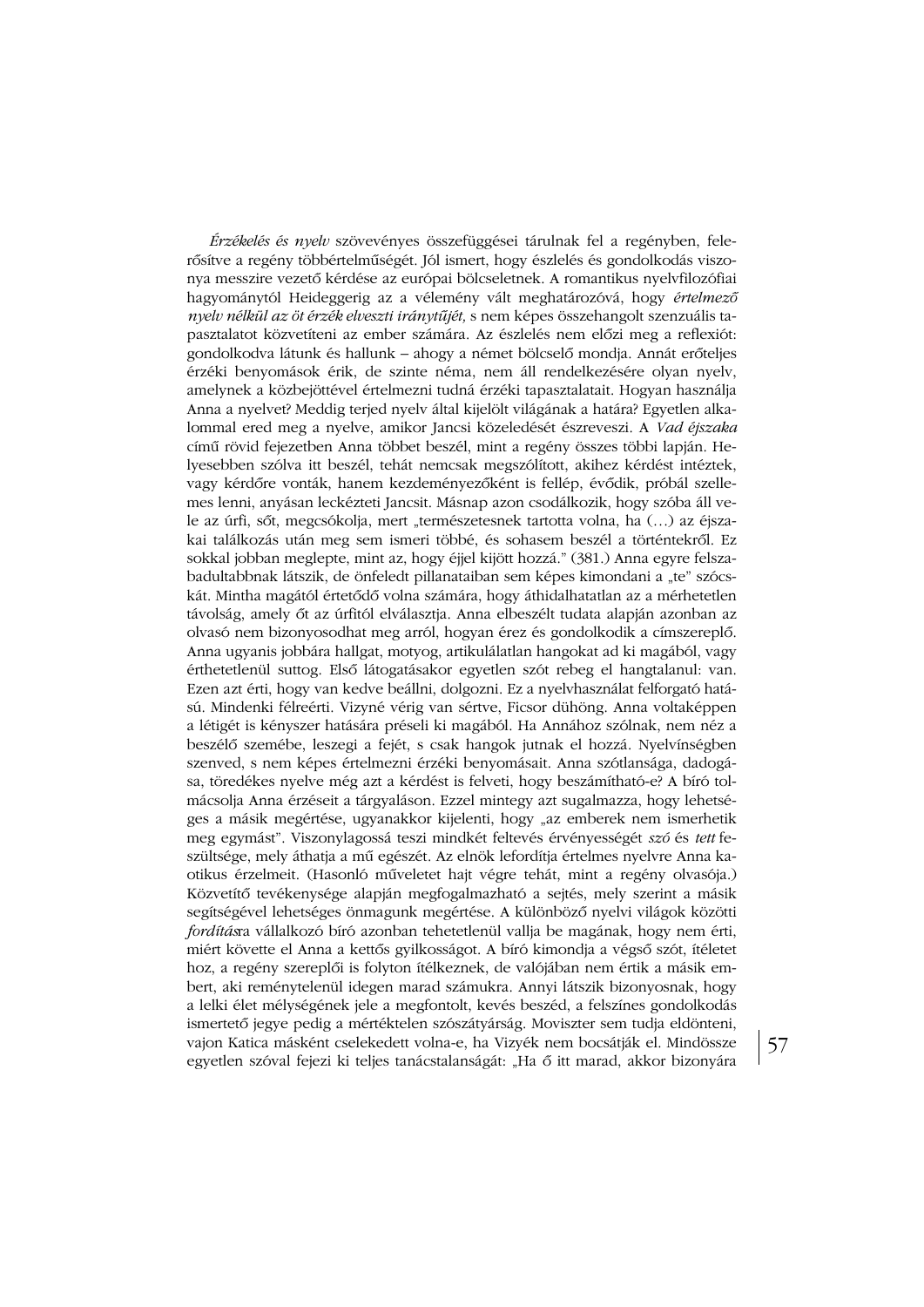*Érzékelés és nyelv* szövevényes összefüggései tárulnak fel a regényben, felerősítve a regény többértelműségét. Jól ismert, hogy észlelés és gondolkodás viszonya messzire vezető kérdése az európai bölcseletnek. A romantikus nyelvfilozófiai hagyománytól Heideggerig az a vélemény vált meghatározóvá, hogy *értelmező nyelv nélkül az öt érzék elveszti iránytűjét,* s nem képes összehangolt szenzuális tapasztalatot közvetíteni az ember számára. Az észlelés nem előzi meg a reflexiót: gondolkodva látunk és hallunk – ahogy a német bölcselő mondja. Annát erőteljes érzéki benyomások érik, de szinte néma, nem áll rendelkezésére olyan nyelv, amelynek a közbejöttével értelmezni tudná érzéki tapasztalatait. Hogyan használja Anna a nyelvet? Meddig terjed nyelv által kijelölt világának a határa? Egyetlen alkalommal ered meg a nyelve, amikor Jancsi közeledését észreveszi. A *Vad éjszaka* című rövid fejezetben Anna többet beszél, mint a regény összes többi lapján. Helyesebben szólva itt beszél, tehát nemcsak megszólított, akihez kérdést intéztek, vagy kérdőre vonták, hanem kezdeményezőként is fellép, évődik, próbál szellemes lenni, anyásan leckézteti Jancsit. Másnap azon csodálkozik, hogy szóba áll vele az úrfi, sőt, megcsókolja, mert „természetesnek tartotta volna, ha (…) az éjszakai találkozás után meg sem ismeri többé, és sohasem beszél a történtekről. Ez sokkal jobban meglepte, mint az, hogy éjjel kijött hozzá." (381.) Anna egyre felszabadultabbnak látszik, de önfeledt pillanataiban sem képes kimondani a „te" szócskát. Mintha magától értetődő volna számára, hogy áthidalhatatlan az a mérhetetlen távolság, amely őt az úrfitól elválasztja. Anna elbeszélt tudata alapján azonban az olvasó nem bizonyosodhat meg arról, hogyan érez és gondolkodik a címszereplő. Anna ugyanis jobbára hallgat, motyog, artikulálatlan hangokat ad ki magából, vagy érthetetlenül suttog. Első látogatásakor egyetlen szót rebeg el hangtalanul: van. Ezen azt érti, hogy van kedve beállni, dolgozni. Ez a nyelvhasználat felforgató hatású. Mindenki félreérti. Vizyné vérig van sértve, Ficsor dühöng. Anna voltaképpen a létigét is kényszer hatására préseli ki magából. Ha Annához szólnak, nem néz a beszélő szemébe, leszegi a fejét, s csak hangok jutnak el hozzá. Nyelvínségben szenved, s nem képes értelmezni érzéki benyomásait. Anna szótlansága, dadogása, töredékes nyelve még azt a kérdést is felveti, hogy beszámítható-e? A bíró tolmácsolja Anna érzéseit a tárgyaláson. Ezzel mintegy azt sugalmazza, hogy lehetséges a másik megértése, ugyanakkor kijelenti, hogy „az emberek nem ismerhetik meg egymást". Viszonylagossá teszi mindkét feltevés érvényességét *szó* és *tett* feszültsége, mely áthatja a mű egészét. Az elnök lefordítja értelmes nyelvre Anna kaotikus érzelmeit. (Hasonló műveletet hajt végre tehát, mint a regény olvasója.) Közvetítő tevékenysége alapján megfogalmazható a sejtés, mely szerint a másik segítségével lehetséges önmagunk megértése. A különböző nyelvi világok közötti *fordítás*ra vállalkozó bíró azonban tehetetlenül vallja be magának, hogy nem érti, miért követte el Anna a kettős gyilkosságot. A bíró kimondja a végső szót, ítéletet hoz, a regény szereplői is folyton ítélkeznek, de valójában nem értik a másik embert, aki reménytelenül idegen marad számukra. Annyi látszik bizonyosnak, hogy a lelki élet mélységének jele a megfontolt, kevés beszéd, a felszínes gondolkodás ismertető jegye pedig a mértéktelen szószátyárság. Moviszter sem tudja eldönteni, vajon Katica másként cselekedett volna-e, ha Vizyék nem bocsátják el. Mindössze egyetlen szóval fejezi ki teljes tanácstalanságát: „Ha ő itt marad, akkor bizonyára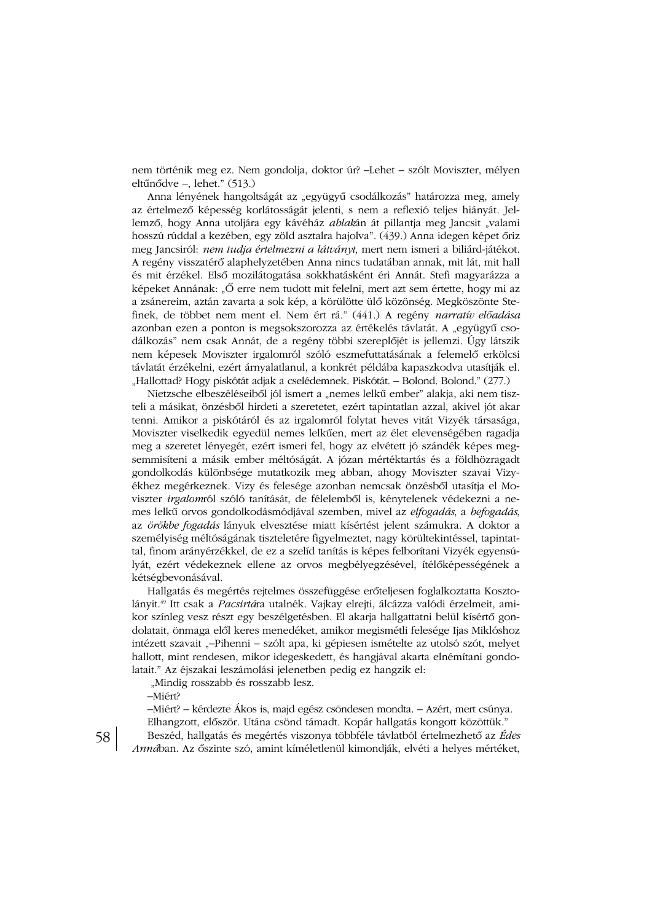nem történik meg ez. Nem gondolja, doktor úr? –Lehet – szólt Moviszter, mélyen eltűnődve –, lehet." (513.)

Anna lényének hangoltságát az „együgyű csodálkozás" határozza meg, amely az értelmező képesség korlátosságát jelenti, s nem a reflexió teljes hiányát. Jellemző, hogy Anna utoljára egy kávéház *ablak*án át pillantja meg Jancsit „valami hosszú rúddal a kezében, egy zöld asztalra hajolva". (439.) Anna idegen képet őriz meg Jancsiról: *nem tudja értelmezni a látványt,* mert nem ismeri a biliárd-játékot. A regény visszatérő alaphelyzetében Anna nincs tudatában annak, mit lát, mit hall és mit érzékel. Első mozilátogatása sokkhatásként éri Annát. Stefi magyarázza a képeket Annának: „Ő erre nem tudott mit felelni, mert azt sem értette, hogy mi az a zsánereim, aztán zavarta a sok kép, a körülötte ülő közönség. Megköszönte Stefinek, de többet nem ment el. Nem ért rá." (441.) A regény *narratív előadása* azonban ezen a ponton is megsokszorozza az értékelés távlatát. A „együgyű csodálkozás" nem csak Annát, de a regény többi szereplőjét is jellemzi. Úgy látszik nem képesek Moviszter irgalomról szóló eszmefuttatásának a felemelő erkölcsi távlatát érzékelni, ezért árnyalatlanul, a konkrét példába kapaszkodva utasítják el. „Hallottad? Hogy piskótát adjak a cselédemnek. Piskótát. – Bolond. Bolond." (277.)

Nietzsche elbeszéléseiből jól ismert a „nemes lelkű ember" alakja, aki nem tiszteli a másikat, önzésből hirdeti a szeretetet, ezért tapintatlan azzal, akivel jót akar tenni. Amikor a piskótáról és az irgalomról folytat heves vitát Vizyék társasága, Moviszter viselkedik egyedül nemes lelkűen, mert az élet elevenségében ragadja meg a szeretet lényegét, ezért ismeri fel, hogy az elvétett jó szándék képes megsemmisíteni a másik ember méltóságát. A józan mértéktartás és a földhözragadt gondolkodás különbsége mutatkozik meg abban, ahogy Moviszter szavai Vizyékhez megérkeznek. Vizy és felesége azonban nemcsak önzésből utasítja el Moviszter *irgalom*ról szóló tanítását, de félelemből is, kénytelenek védekezni a nemes lelkű orvos gondolkodásmódjával szemben, mivel az *elfogadás*, a *befogadás*, az *örökbe fogadás* lányuk elvesztése miatt kísértést jelent számukra. A doktor a személyiség méltóságának tiszteletére figyelmeztet, nagy körültekintéssel, tapintattal, finom arányérzékkel, de ez a szelíd tanítás is képes felborítani Vizyék egyensúlyát, ezért védekeznek ellene az orvos megbélyegzésével, ítélőképességének a kétségbevonásával.

Hallgatás és megértés rejtelmes összefüggése erőteljesen foglalkoztatta Kosztolányit.[49] Itt csak a *Pacsirtá*ra utalnék. Vajkay elrejti, álcázza valódi érzelmeit, amikor színleg vesz részt egy beszélgetésben. El akarja hallgattatni belül kísértő gondolatait, önmaga elől keres menedéket, amikor megismétli felesége Ijas Miklóshoz intézett szavait „–Pihenni – szólt apa, ki gépiesen ismételte az utolsó szót, melyet hallott, mint rendesen, mikor idegeskedett, és hangjával akarta elnémítani gondolatait." Az éjszakai leszámolási jelenetben pedig ez hangzik el:

„Mindig rosszabb és rosszabb lesz.

–Miért?

–Miért? – kérdezte Ákos is, majd egész csöndesen mondta. – Azért, mert csúnya.

Elhangzott, először. Utána csönd támadt. Kopár hallgatás kongott közöttük."

Beszéd, hallgatás és megértés viszonya többféle távlatból értelmezhető az *Édes Anná*ban. Az őszinte szó, amint kíméletlenül kimondják, elvéti a helyes mértéket,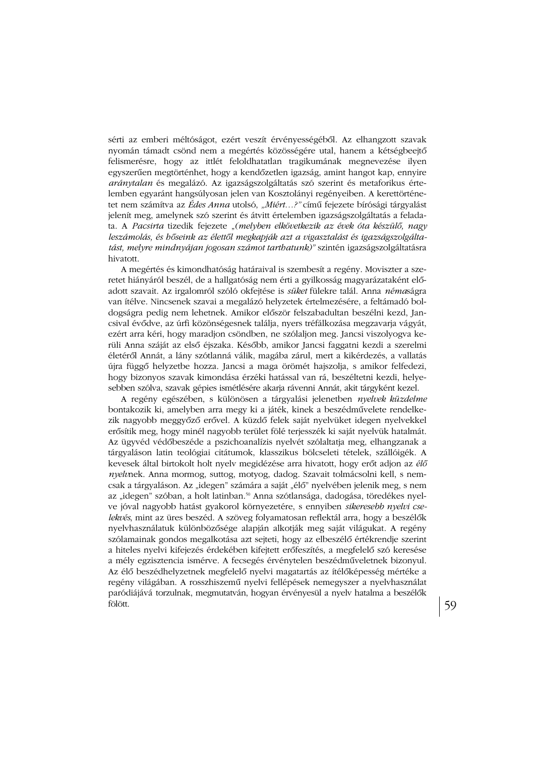sérti az emberi méltóságot, ezért veszít érvényességéből. Az elhangzott szavak nyomán támadt csönd nem a megértés közösségére utal, hanem a kétségbeejtő felismerésre, hogy az itt­lét feloldhatatlan tragikumának megnevezése ilyen egyszerűen megtörténhet, hogy a kendőzetlen igazság, amint hangot kap, ennyire *aránytalan* és megalázó. Az igazságszolgáltatás szó szerint és metaforikus értelemben egyaránt hangsúlyosan jelen van Kosztolányi regényeiben. A kerettörténetet nem számítva az *Édes Anna* utolsó, *„Miért…?"* című fejezete bírósági tárgyalást jelenít meg, amelynek szó szerint és átvitt értelemben igazságszolgáltatás a feladata. A *Pacsirta* tizedik fejezete *„(melyben elkövetkezik az évek óta készülő, nagy leszámolás, és hőseink az élettől megkapják azt a vigasztalást és igazságszolgáltatást, melyre mindnyájan jogosan számot tarthatunk)"* szintén igazságszolgáltatásra hivatott.

A megértés és kimondhatóság határaival is szembesít a regény. Moviszter a szeretet hiányáról beszél, de a hallgatóság nem érti a gyilkosság magyarázataként előadott szavait. Az irgalomról szóló okfejtése is *süket* fülekre talál. Anna *némaságra* van ítélve. Nincsenek szavai a megalázó helyzetek értelmezésére, a feltámadó boldogságra pedig nem lehetnek. Amikor először felszabadultan beszélni kezd, Jancsival évődve, az úrfi közönségesnek találja, nyers tréfálkozása megzavarja vágyát, ezért arra kéri, hogy maradjon csöndben, ne szólaljon meg. Jancsi viszolyogva kerüli Anna száját az első éjszaka. Később, amikor Jancsi faggatni kezdi a szerelmi életéről Annát, a lány szótlanná válik, magába zárul, mert a kikérdezés, a vallatás újra függő helyzetbe hozza. Jancsi a maga örömét hajszolja, s amikor felfedezi, hogy bizonyos szavak kimondása érzéki hatással van rá, beszéltetni kezdi, helyesebben szólva, szavak gépies ismétlésére akarja rávenni Annát, akit tárgyként kezel.

A regény egészében, s különösen a tárgyalási jelenetben *nyelvek küzdelme* bontakozik ki, amelyben arra megy ki a játék, kinek a beszédművelete rendelkezik nagyobb meggyőző erővel. A küzdő felek saját nyelvüket idegen nyelvekkel erősítik meg, hogy minél nagyobb terület fölé terjesszék ki saját nyelvük hatalmát. Az ügyvéd védőbeszéde a pszichoanalízis nyelvét szólaltatja meg, elhangzanak a tárgyaláson latin teológiai citátumok, klasszikus bölcseleti tételek, szállóigék. A kevesek által birtokolt holt nyelv megidézése arra hivatott, hogy erőt adjon az *élő nyelv*nek. Anna mormog, suttog, motyog, dadog. Szavait tolmácsolni kell, s nemcsak a tárgyaláson. Az „idegen" számára a saját „élő" nyelvében jelenik meg, s nem az „idegen" szóban, a holt latinban.[50] Anna szótlansága, dadogása, töredékes nyelve jóval nagyobb hatást gyakorol környezetére, s ennyiben *sikeresebb nyelvi cselekvés*, mint az üres beszéd. A szöveg folyamatosan reflektál arra, hogy a beszélők nyelvhasználatuk különbözősége alapján alkotják meg saját világukat. A regény szólamainak gondos megalkotása azt sejteti, hogy az elbeszélő értékrendje szerint a hiteles nyelvi kifejezés érdekében kifejtett erőfeszítés, a megfelelő szó keresése a mély egzisztencia ismérve. A fecsegés érvénytelen beszédműveletnek bizonyul. Az élő beszédhelyzetnek megfelelő nyelvi magatartás az ítélőképesség mértéke a regény világában. A rosszhiszemű nyelvi fellépések nemegyszer a nyelvhasználat paródiájává torzulnak, megmutatván, hogyan érvényesül a nyelv hatalma a beszélők fölött.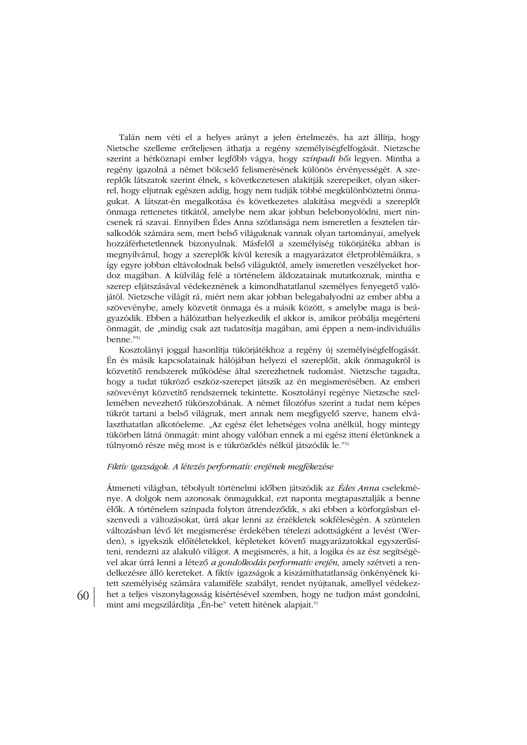Talán nem véti el a helyes arányt a jelen értelmezés, ha azt állítja, hogy Nietsche szelleme erőteljesen áthatja a regény személyiségfelfogását. Nietzsche szerint a hétköznapi ember legfőbb vágya, hogy *színpadi hős* legyen. Mintha a regény igazolná a német bölcselő felismerésének különös érvényességét. A szereplők látszatok szerint élnek, s következetesen alakítják szerepeiket, olyan sikerrel, hogy eljutnak egészen addig, hogy nem tudják többé megkülönböztetni önmagukat. A látszat-én megalkotása és következetes alakítása megvédi a szereplőt önmaga rettenetes titkától, amelybe nem akar jobban belebonyolódni, mert nincsenek rá szavai. Ennyiben Édes Anna szótlansága nem ismeretlen a fesztelen társalkodók számára sem, mert belső világuknak vannak olyan tartományai, amelyek hozzáférhetetlennek bizonyulnak. Másfelől a személyiség tükörjátéka abban is megnyilvánul, hogy a szereplők kívül keresik a magyarázatot életproblémáikra, s így egyre jobban eltávolodnak belső világuktól, amely ismeretlen veszélyeket hordoz magában. A külvilág felé a történelem áldozatainak mutatkoznak, mintha e szerep eljátszásával védekeznének a kimondhatatlanul személyes fenyegető valójától. Nietzsche világít rá, miért nem akar jobban belegabalyodni az ember abba a szövevénybe, amely közvetít önmaga és a másik között, s amelybe maga is beágyazódik. Ebben a hálózatban helyezkedik el akkor is, amikor próbálja megérteni önmagát, de „mindig csak azt tudatosítja magában, ami éppen a nem-individuális benne."[51]

Kosztolányi joggal hasonlítja tükörjátékhoz a regény új személyiségfelfogását. Én és másik kapcsolatainak hálójában helyezi el szereplőit, akik önmagukról is közvetítő rendszerek működése által szerezhetnek tudomást. Nietzsche tagadta, hogy a tudat tükröző eszköz-szerepet játszik az én megismerésében. Az emberi szövevényt közvetítő rendszernek tekintette. Kosztolányi regénye Nietzsche szellemében nevezhető tükörszobának. A német filozófus szerint a tudat nem képes tükröt tartani a belső világnak, mert annak nem megfigyelő szerve, hanem elválaszthatatlan alkotóeleme. „Az egész élet lehetséges volna anélkül, hogy mintegy tükörben látná önmagát: mint ahogy valóban ennek a mi egész itteni életünknek a túlnyomó része még most is e tükröződés nélkül játszódik le."[52]

### *Fiktív igazságok. A létezés performatív erejének megfékezése*

Átmeneti világban, tébolyult történelmi időben játszódik az *Édes Anna* cselekménye. A dolgok nem azonosak önmagukkal, ezt naponta megtapasztalják a benne élők. A történelem színpada folyton átrendeződik, s aki ebben a körforgásban elszenvedi a változásokat, úrrá akar lenni az érzékletek sokféleségén. A szüntelen változásban lévő lét megismerése érdekében tételezi adottságként a levést (Werden), s igyekszik előítéletekkel, képleteket követő magyarázatokkal egyszerűsíteni, rendezni az alakuló világot. A megismerés, a hit, a logika és az ész segítségével akar úrrá lenni a létező *a gondolkodás performatív erején*, amely szétveti a rendelkezésre álló kereteket. A fiktív igazságok a kiszámíthatatlanság önkényének kitett személyiség számára valamiféle szabályt, rendet nyújtanak, amellyel védekezhet a teljes viszonylagosság kísértésével szemben, hogy ne tudjon mást gondolni, mint ami megszilárdítja „Én-be" vetett hitének alapjait.[53]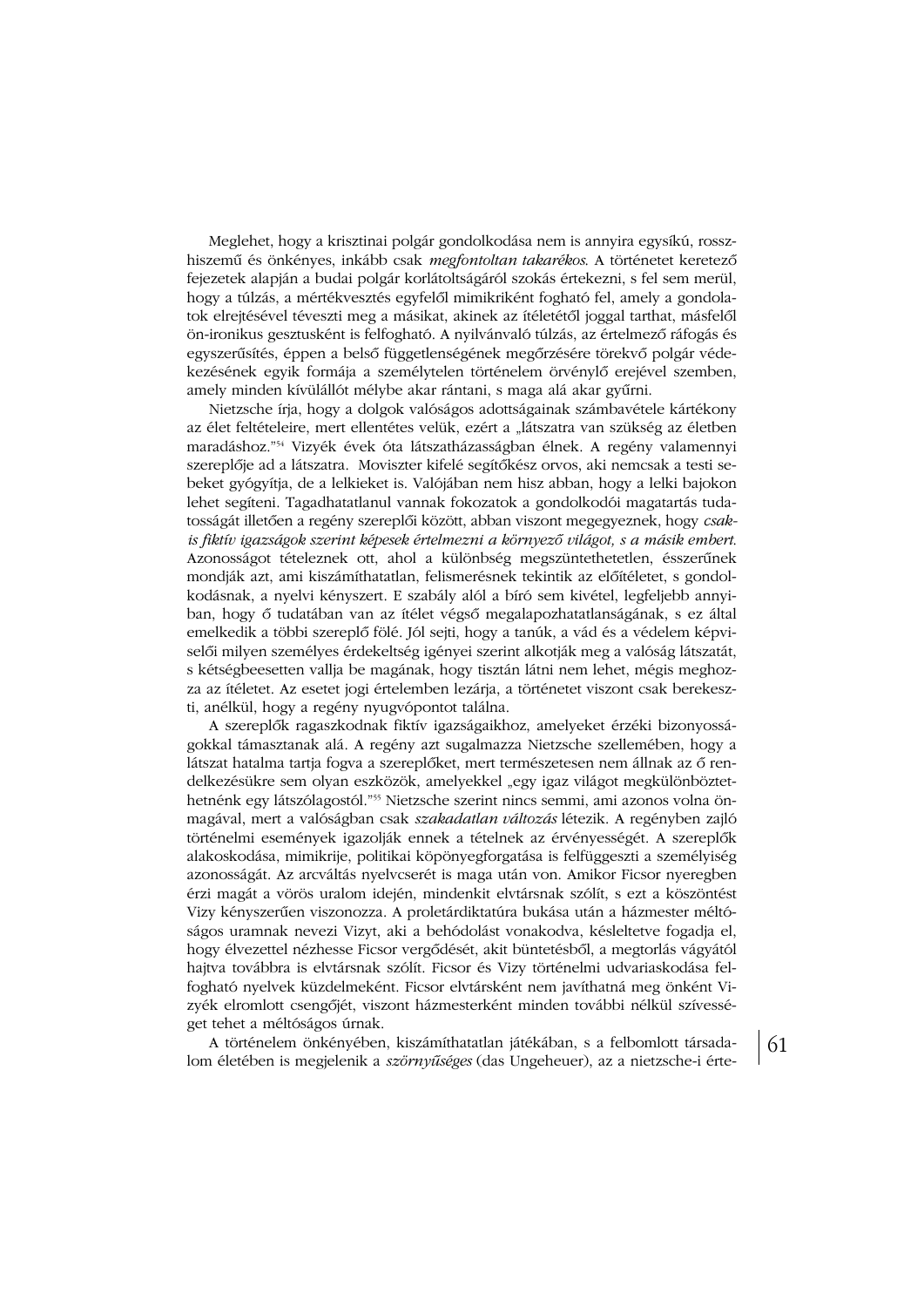Meglehet, hogy a krisztinai polgár gondolkodása nem is annyira egysíkú, rosszhiszemű és önkényes, inkább csak *megfontoltan takarékos*. A történetet keretező fejezetek alapján a budai polgár korlátoltságáról szokás értekezni, s fel sem merül, hogy a túlzás, a mértékvesztés egyfelől mimikriként fogható fel, amely a gondolatok elrejtésével téveszti meg a másikat, akinek az ítéletétől joggal tarthat, másfelől ön-ironikus gesztusként is felfogható. A nyilvánvaló túlzás, az értelmező ráfogás és egyszerűsítés, éppen a belső függetlenségének megőrzésére törekvő polgár védekezésének egyik formája a személytelen történelem örvénylő erejével szemben, amely minden kívülállót mélybe akar rántani, s maga alá akar gyűrni.

Nietzsche írja, hogy a dolgok valóságos adottságainak számbavétele kártékony az élet feltételeire, mert ellentétes velük, ezért a „látszatra van szükség az életben maradáshoz."[54] Vizyék évek óta látszatházasságban élnek. A regény valamennyi szereplője ad a látszatra. Moviszter kifelé segítőkész orvos, aki nemcsak a testi sebeket gyógyítja, de a lelkieket is. Valójában nem hisz abban, hogy a lelki bajokon lehet segíteni. Tagadhatatlanul vannak fokozatok a gondolkodói magatartás tudatosságát illetően a regény szereplői között, abban viszont megegyeznek, hogy *csakis fiktív igazságok szerint képesek értelmezni a környező világot, s a másik embert.* Azonosságot tételeznek ott, ahol a különbség megszüntethetetlen, ésszerűnek mondják azt, ami kiszámíthatatlan, felismerésnek tekintik az előítéletet, s gondolkodásnak, a nyelvi kényszert. E szabály alól a bíró sem kivétel, legfeljebb annyiban, hogy ő tudatában van az ítélet végső megalapozhatatlanságának, s ez által emelkedik a többi szereplő fölé. Jól sejti, hogy a tanúk, a vád és a védelem képviselői milyen személyes érdekeltség igényei szerint alkotják meg a valóság látszatát, s kétségbeesetten vallja be magának, hogy tisztán látni nem lehet, mégis meghozza az ítéletet. Az esetet jogi értelemben lezárja, a történetet viszont csak berekeszti, anélkül, hogy a regény nyugvópontot találna.

A szereplők ragaszkodnak fiktív igazságaikhoz, amelyeket érzéki bizonyosságokkal támasztanak alá. A regény azt sugalmazza Nietzsche szellemében, hogy a látszat hatalma tartja fogva a szereplőket, mert természetesen nem állnak az ő rendelkezésükre sem olyan eszközök, amelyekkel „egy igaz világot megkülönböztethetnénk egy látszólagostól."[55] Nietzsche szerint nincs semmi, ami azonos volna önmagával, mert a valóságban csak *szakadatlan változás* létezik. A regényben zajló történelmi események igazolják ennek a tételnek az érvényességét. A szereplők alakoskodása, mimikrije, politikai köpönyegforgatása is felfüggeszti a személyiség azonosságát. Az arcváltás nyelvcserét is maga után von. Amikor Ficsor nyeregben érzi magát a vörös uralom idején, mindenkit elvtársnak szólít, s ezt a köszöntést Vizy kényszerűen viszonozza. A proletárdiktatúra bukása után a házmester méltóságos uramnak nevezi Vizyt, aki a behódolást vonakodva, késleltetve fogadja el, hogy élvezettel nézhesse Ficsor vergődését, akit büntetésből, a megtorlás vágyától hajtva továbbra is elvtársnak szólít. Ficsor és Vizy történelmi udvariaskodása felfogható nyelvek küzdelmeként. Ficsor elvtársként nem javíthatná meg önként Vizyék elromlott csengőjét, viszont házmesterként minden további nélkül szívességet tehet a méltóságos úrnak.

A történelem önkényében, kiszámíthatatlan játékában, s a felbomlott társadalom életében is megjelenik a *szörnyűséges* (das Ungeheuer), az a nietzsche-i érte-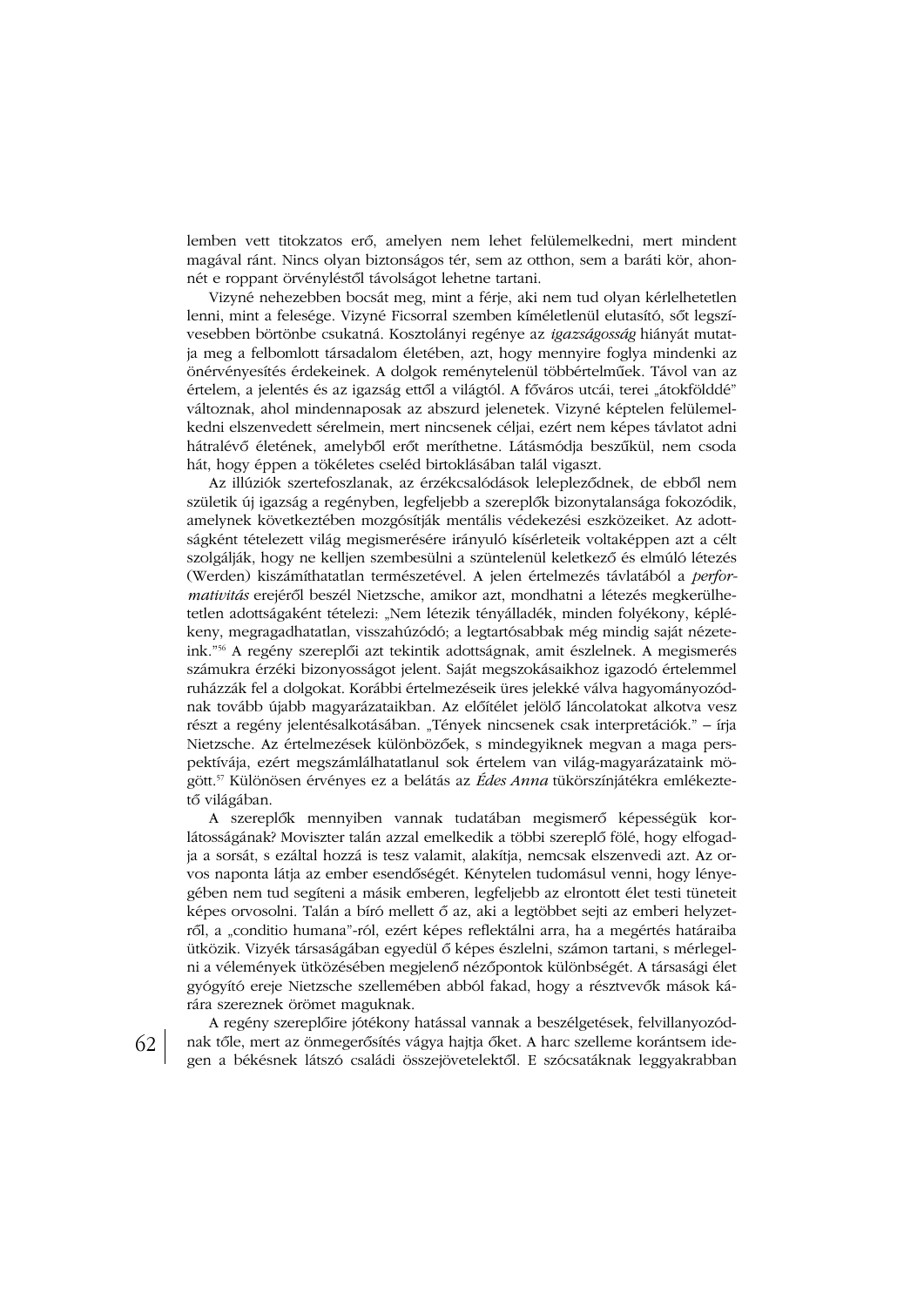lemben vett titokzatos erő, amelyen nem lehet felülemelkedni, mert mindent magával ránt. Nincs olyan biztonságos tér, sem az otthon, sem a baráti kör, ahonnét e roppant örvényléstől távolságot lehetne tartani.

Vizyné nehezebben bocsát meg, mint a férje, aki nem tud olyan kérlelhetetlen lenni, mint a felesége. Vizyné Ficsorral szemben kíméletlenül elutasító, sőt legszívesebben börtönbe csukatná. Kosztolányi regénye az *igazságosság* hiányát mutatja meg a felbomlott társadalom életében, azt, hogy mennyire foglya mindenki az önérvényesítés érdekeinek. A dolgok reménytelenül többértelműek. Távol van az értelem, a jelentés és az igazság ettől a világtól. A főváros utcái, terei „átokfölddé" változnak, ahol mindennaposak az abszurd jelenetek. Vizyné képtelen felülemelkedni elszenvedett sérelmein, mert nincsenek céljai, ezért nem képes távlatot adni hátralévő életének, amelyből erőt meríthetne. Látásmódja beszűkül, nem csoda hát, hogy éppen a tökéletes cseléd birtoklásában talál vigaszt.

Az illúziók szertefoszlanak, az érzékcsalódások leleplezódnek, de ebből nem születik új igazság a regényben, legfeljebb a szereplők bizonytalansága fokozódik, amelynek következtében mozgósítják mentális védekezési eszközeiket. Az adottságként tételezett világ megismerésére irányuló kísérleteik voltaképpen azt a célt szolgálják, hogy ne kelljen szembesülni a szüntelenül keletkező és elmúló létezés (Werden) kiszámíthatatlan természetével. A jelen értelmezés távlatából a *performativitás* erejéről beszél Nietzsche, amikor azt, mondhatni a létezés megkerülhetetlen adottságaként tételezi: „Nem létezik tényálladék, minden folyékony, képlékeny, megragadhatatlan, visszahúzódó; a legtartósabbak még mindig saját nézeteink."[56] A regény szereplői azt tekintik adottságnak, amit észlelnek. A megismerés számukra érzéki bizonyosságot jelent. Saját megszokásaikhoz igazodó értelemmel ruházzák fel a dolgokat. Korábbi értelmezéseik üres jelekké válva hagyományozódnak tovább újabb magyarázataikban. Az előítélet jelölő láncolatokat alkotva vesz részt a regény jelentésalkotásában. „Tények nincsenek csak interpretációk." – írja Nietzsche. Az értelmezések különbözőek, s mindegyiknek megvan a maga perspektívája, ezért megszámlálhatatlanul sok értelem van világ-magyarázataink mögött.[57] Különösen érvényes ez a belátás az *Édes Anna* tükörszínjátékra emlékeztető világában.

A szereplők mennyiben vannak tudatában megismerő képességük korlátosságának? Moviszter talán azzal emelkedik a többi szereplő fölé, hogy elfogadja a sorsát, s ezáltal hozzá is tesz valamit, alakítja, nemcsak elszenvedi azt. Az orvos naponta látja az ember esendőségét. Kénytelen tudomásul venni, hogy lényegében nem tud segíteni a másik emberen, legfeljebb az elrontott élet testi tüneteit képes orvosolni. Talán a bíró mellett ő az, aki a legtöbbet sejti az emberi helyzetről, a „conditio humana"-ról, ezért képes reflektálni arra, ha a megértés határaiba ütközik. Vizyék társaságában egyedül ő képes észlelni, számon tartani, s mérlegelni a vélemények ütközésében megjelenő nézőpontok különbségét. A társasági élet gyógyító ereje Nietzsche szellemében abból fakad, hogy a résztvevők mások kárára szereznek örömet maguknak.

A regény szereplőire jótékony hatással vannak a beszélgetések, felvillanyozódnak tőle, mert az önmegerősítés vágya hajtja őket. A harc szelleme korántsem idegen a békésnek látszó családi összejövetelektől. E szócsatáknak leggyakrabban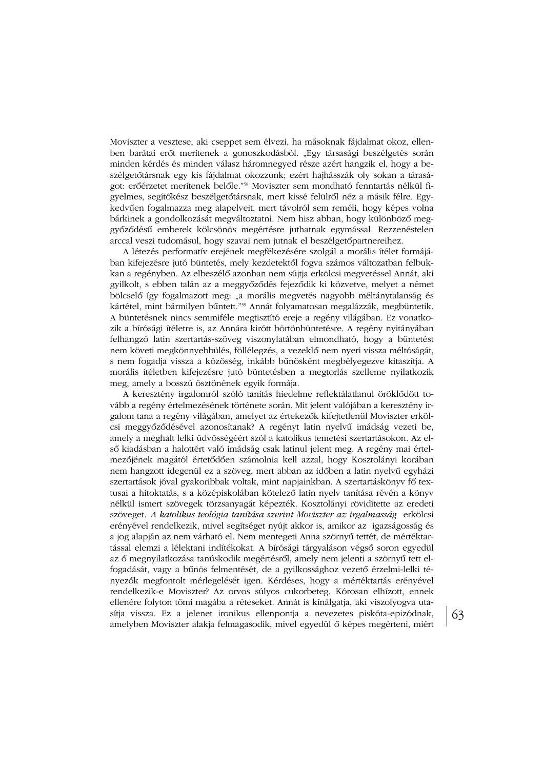Moviszter a vesztese, aki cseppet sem élvezi, ha másoknak fájdalmat okoz, ellenben barátai erőt merítenek a gonoszkodásból. „Egy társasági beszélgetés során minden kérdés és minden válasz háromnegyed része azért hangzik el, hogy a beszélgetőtársnak egy kis fájdalmat okozzunk; ezért hajhásszák oly sokan a társaságot: erőérzetet merítenek belőle."[58] Moviszter sem mondható fenntartás nélkül figyelmes, segítőkész beszélgetőtársnak, mert kissé felülről néz a másik félre. Egykedvűen fogalmazza meg alapelveit, mert távolról sem reméli, hogy képes volna bárkinek a gondolkozását megváltoztatni. Nem hisz abban, hogy különböző meggyőződésű emberek kölcsönös megértésre juthatnak egymással. Rezzenéstelen arccal veszi tudomásul, hogy szavai nem jutnak el beszélgetőpartnereihez.

A létezés performatív erejének megfékezésére szolgál a morális ítélet formájában kifejezésre jutó büntetés, mely kezdetektől fogva számos változatban felbukkan a regényben. Az elbeszélő azonban nem sújtja erkölcsi megvetéssel Annát, aki gyilkolt, s ebben talán az a meggyőződés fejeződik ki közvetve, melyet a német bölcselő így fogalmazott meg: „a morális megvetés nagyobb méltánytalanság és kártétel, mint bármilyen bűntett."[59] Annát folyamatosan megalázzák, megbüntetik. A büntetésnek nincs semmiféle megtisztító ereje a regény világában. Ez vonatkozik a bírósági ítéletre is, az Annára kirótt börtönbüntetésre. A regény nyitányában felhangzó latin szertartás-szöveg viszonylatában elmondható, hogy a büntetést nem követi megkönnyebbülés, föllélegzés, a vezeklő nem nyeri vissza méltóságát, s nem fogadja vissza a közösség, inkább bűnösként megbélyegezve kitaszítja. A morális ítéletben kifejezésre jutó büntetésben a megtorlás szelleme nyilatkozik meg, amely a bosszú ösztönének egyik formája.

A keresztény irgalomról szóló tanítás hiedelme reflektálatlanul öröklődött tovább a regény értelmezésének története során. Mit jelent valójában a keresztény irgalom tana a regény világában, amelyet az értekezők kifejtetlenül Moviszter erkölcsi meggyőződésével azonosítanak? A regényt latin nyelvű imádság vezeti be, amely a meghalt lelki üdvösségéért szól a katolikus temetési szertartásokon. Az első kiadásban a halottért való imádság csak latinul jelent meg. A regény mai értelmezőjének magától értetődően számolnia kell azzal, hogy Kosztolányi korában nem hangzott idegenül ez a szöveg, mert abban az időben a latin nyelvű egyházi szertartások jóval gyakoribbak voltak, mint napjainkban. A szertartáskönyv fő textusai a hitoktatás, s a középiskolában kötelező latin nyelv tanítása révén a könyv nélkül ismert szövegek törzsanyagát képezték. Kosztolányi rövidítette az eredeti szöveget. *A katolikus teológia tanítása szerint Moviszter az irgalmasság* erkölcsi erényével rendelkezik, mivel segítséget nyújt akkor is, amikor az igazságosság és a jog alapján az nem várható el. Nem mentegeti Anna szörnyű tettét, de mértéktartással elemzi a lélektani indítékokat. A bírósági tárgyaláson végső soron egyedül az ő megnyilatkozása tanúskodik megértésről, amely nem jelenti a szörnyű tett elfogadását, vagy a bűnös felmentését, de a gyilkossághoz vezető érzelmi-lelki tényezők megfontolt mérlegelését igen. Kérdéses, hogy a mértéktartás erényével rendelkezik-e Moviszter? Az orvos súlyos cukorbeteg. Kórosan elhízott, ennek ellenére folyton tömi magába a réteseket. Annát is kínálgatja, aki viszolyogva utasítja vissza. Ez a jelenet ironikus ellenpontja a nevezetes piskóta-epizódnak, amelyben Moviszter alakja felmagasodik, mivel egyedül ő képes megérteni, miért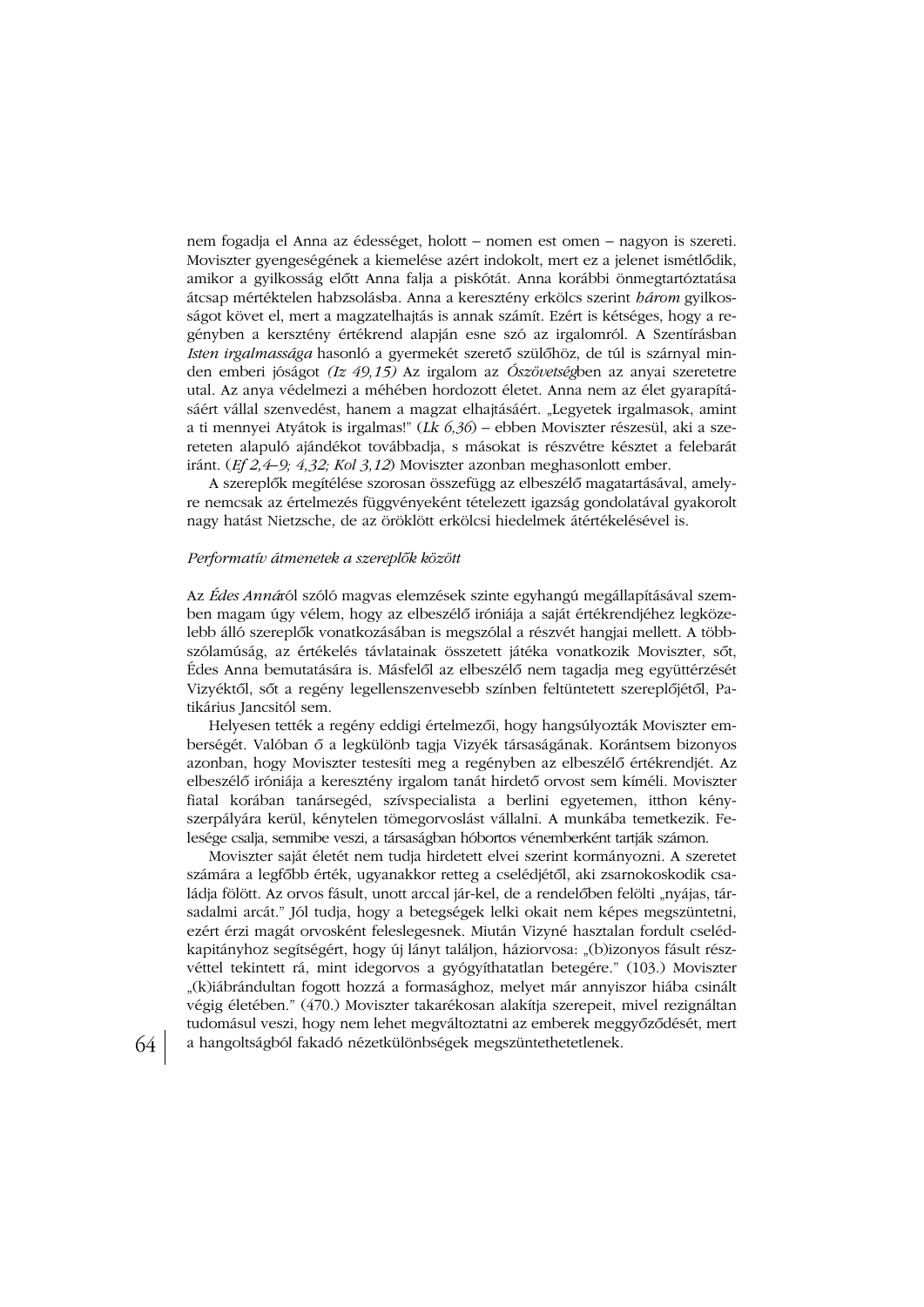nem fogadja el Anna az édességet, holott – nomen est omen – nagyon is szereti. Moviszter gyengeségének a kiemelése azért indokolt, mert ez a jelenet ismétlődik, amikor a gyilkosság előtt Anna falja a piskótát. Anna korábbi önmegtartóztatása átcsap mértéktelen habzsolásba. Anna a keresztény erkölcs szerint *három* gyilkosságot követ el, mert a magzatelhajtás is annak számít. Ezért is kétséges, hogy a regényben a kersztény értékrend alapján esne szó az irgalomról. A Szentírásban *Isten irgalmassága* hasonló a gyermekét szerető szülőhöz, de túl is szárnyal minden emberi jóságot *(Iz 49,15)* Az irgalom az *Ószövetség*ben az anyai szeretetre utal. Az anya védelmezi a méhében hordozott életet. Anna nem az élet gyarapításáért vállal szenvedést, hanem a magzat elhajtásáért. „Legyetek irgalmasok, amint a ti mennyei Atyátok is irgalmas!" (*Lk 6,36*) – ebben Moviszter részesül, aki a szereteten alapuló ajándékot továbbadja, s másokat is részvétre késztet a felebarát iránt. (*Ef 2,4–9; 4,32; Kol 3,12*) Moviszter azonban meghasonlott ember.

A szereplők megítélése szorosan összefügg az elbeszélő magatartásával, amelyre nemcsak az értelmezés függvényeként tételezett igazság gondolatával gyakorolt nagy hatást Nietzsche, de az öröklött erkölcsi hiedelmek átértékelésével is.

*Performatív átmenetek a szereplők között*

Az *Édes Anná*ról szóló magvas elemzések szinte egyhangú megállapításával szemben magam úgy vélem, hogy az elbeszélő iróniája a saját értékrendjéhez legközelebb álló szereplők vonatkozásában is megszólal a részvét hangjai mellett. A többszólamúság, az értékelés távlatainak összetett játéka vonatkozik Moviszter, sőt, Édes Anna bemutatására is. Másfelől az elbeszélő nem tagadja meg együttérzését Vizyéktől, sőt a regény legellenszenvesebb színben feltüntetett szereplőjétől, Patikárius Jancsitól sem.

Helyesen tették a regény eddigi értelmezői, hogy hangsúlyozták Moviszter emberségét. Valóban ő a legkülönb tagja Vizyék társaságának. Korántsem bizonyos azonban, hogy Moviszter testesíti meg a regényben az elbeszélő értékrendjét. Az elbeszélő iróniája a keresztény irgalom tanát hirdető orvost sem kíméli. Moviszter fiatal korában tanársegéd, szívspecialista a berlini egyetemen, itthon kényszerpályára kerül, kénytelen tömegorvoslást vállalni. A munkába temetkezik. Felesége csalja, semmibe veszi, a társaságban hóbortos vénemberként tartják számon.

Moviszter saját életét nem tudja hirdetett elvei szerint kormányozni. A szeretet számára a legfőbb érték, ugyanakkor retteg a cselédjétől, aki zsarnokoskodik családja fölött. Az orvos fásult, unott arccal jár-kel, de a rendelőben felölti „nyájas, társadalmi arcát." Jól tudja, hogy a betegségek lelki okait nem képes megszüntetni, ezért érzi magát orvosként feleslegesnek. Miután Vizyné hasztalan fordult cselédkapitányhoz segítségért, hogy új lányt találjon, háziorvosa: „(b)izonyos fásult részvéttel tekintett rá, mint idegorvos a gyógyíthatatlan betegére." (103.) Moviszter „(k)iábrándultan fogott hozzá a formasághoz, melyet már annyiszor hiába csinált végig életében." (470.) Moviszter takarékosan alakítja szerepeit, mivel rezignáltan tudomásul veszi, hogy nem lehet megváltoztatni az emberek meggyőződését, mert a hangoltságból fakadó nézetkülönbségek megszüntethetetlenek.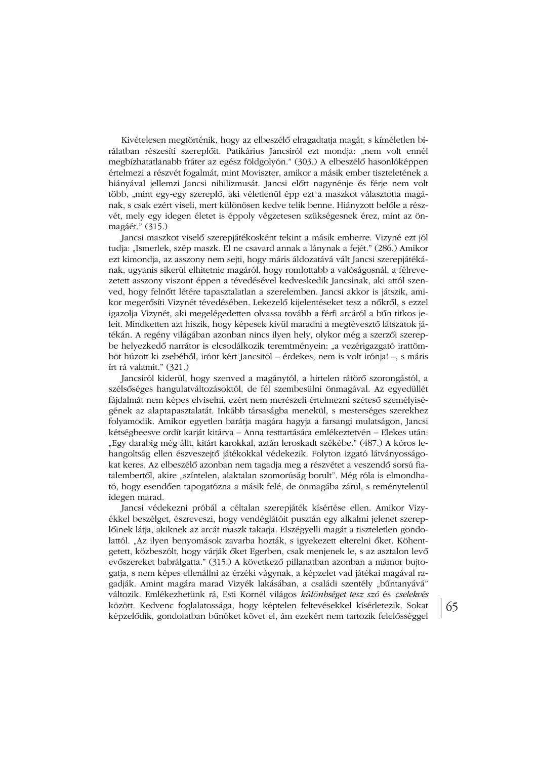Kivételesen megtörténik, hogy az elbeszélő elragadtatja magát, s kíméletlen bírálatban részesíti szereplőit. Patikárius Jancsiról ezt mondja: „nem volt ennél megbízhatatlanabb fráter az egész földgolyón." (303.) A elbeszélő hasonlóképpen értelmezi a részvét fogalmát, mint Moviszter, amikor a másik ember tiszteletének a hiányával jellemzi Jancsi nihilizmusát. Jancsi előtt nagynénje és férje nem volt több, „mint egy-egy szereplő, aki véletlenül épp ezt a maszkot választotta magának, s csak ezért viseli, mert különösen kedve telik benne. Hiányzott belőle a részvét, mely egy idegen életet is éppoly végzetesen szükségesnek érez, mint az önmagáét." (315.)

Jancsi maszkot viselő szerepjátékosként tekint a másik emberre. Vizyné ezt jól tudja: „Ismerlek, szép maszk. El ne csavard annak a lánynak a fejét." (286.) Amikor ezt kimondja, az asszony nem sejti, hogy máris áldozatává vált Jancsi szerepjátékának, ugyanis sikerül elhitetnie magáról, hogy romlottabb a valóságosnál, a félrevezetett asszony viszont éppen a tévedésével kedveskedik Jancsinak, aki attól szenved, hogy felnőtt létére tapasztalatlan a szerelemben. Jancsi akkor is játszik, amikor megerősíti Vizynét tévedésében. Lekezelő kijelentéseket tesz a nőkről, s ezzel igazolja Vizynét, aki megelégedetten olvassa tovább a férfi arcáról a bűn titkos jeleit. Mindketten azt hiszik, hogy képesek kívül maradni a megtévesztő látszatok játékán. A regény világában azonban nincs ilyen hely, olykor még a szerzői szerepbe helyezkedő narrátor is elcsodálkozik teremtményein: „a vezérigazgató irattömböt húzott ki zsebéből, irónt kért Jancsitól – érdekes, nem is volt irónja! –, s máris írt rá valamit." (321.)

Jancsiról kiderül, hogy szenved a magánytól, a hirtelen rátörő szorongástól, a szélsőséges hangulatváltozásoktól, de fél szembesülni önmagával. Az egyedüllét fájdalmát nem képes elviselni, ezért nem merészeli értelmezni széteső személyiségének az alaptapasztalatát. Inkább társaságba menekül, s mesterséges szerekhez folyamodik. Amikor egyetlen barátja magára hagyja a farsangi mulatságon, Jancsi kétségbeesve ordít karját kitárva – Anna testtartására emlékeztetvén – Elekes után: „Egy darabig még állt, kitárt karokkal, aztán leroskadt székébe." (487.) A kóros lehangoltság ellen észveszejtő játékokkal védekezik. Folyton izgató látványosságokat keres. Az elbeszélő azonban nem tagadja meg a részvétet a veszendő sorsú fiatalembertől, akire „színtelen, alaktalan szomorúság borult". Még róla is elmondható, hogy esendően tapogatózna a másik felé, de önmagába zárul, s reménytelenül idegen marad.

Jancsi védekezni próbál a céltalan szerepjáték kísértése ellen. Amikor Vizyékkel beszélget, észreveszi, hogy vendéglátóit pusztán egy alkalmi jelenet szereplőinek látja, akiknek az arcát maszk takarja. Elszégyelli magát a tiszteletlen gondolattól. „Az ilyen benyomások zavarba hozták, s igyekezett elterelni őket. Köhentgetett, közbeszólt, hogy várják őket Egerben, csak menjenek le, s az asztalon levő evőszereket babrálgatta." (315.) A következő pillanatban azonban a mámor bujtogatja, s nem képes ellenállni az érzéki vágynak, a képzelet vad játékai magával ragadják. Amint magára marad Vizyék lakásában, a családi szentély „bűntanyává" változik. Emlékezhetünk rá, Esti Kornél világos *különbséget tesz szó* és *cselekvés* között. Kedvenc foglalatossága, hogy képtelen feltevésekkel kísérletezik. Sokat képzelődik, gondolatban bűnöket követ el, ám ezekért nem tartozik felelősséggel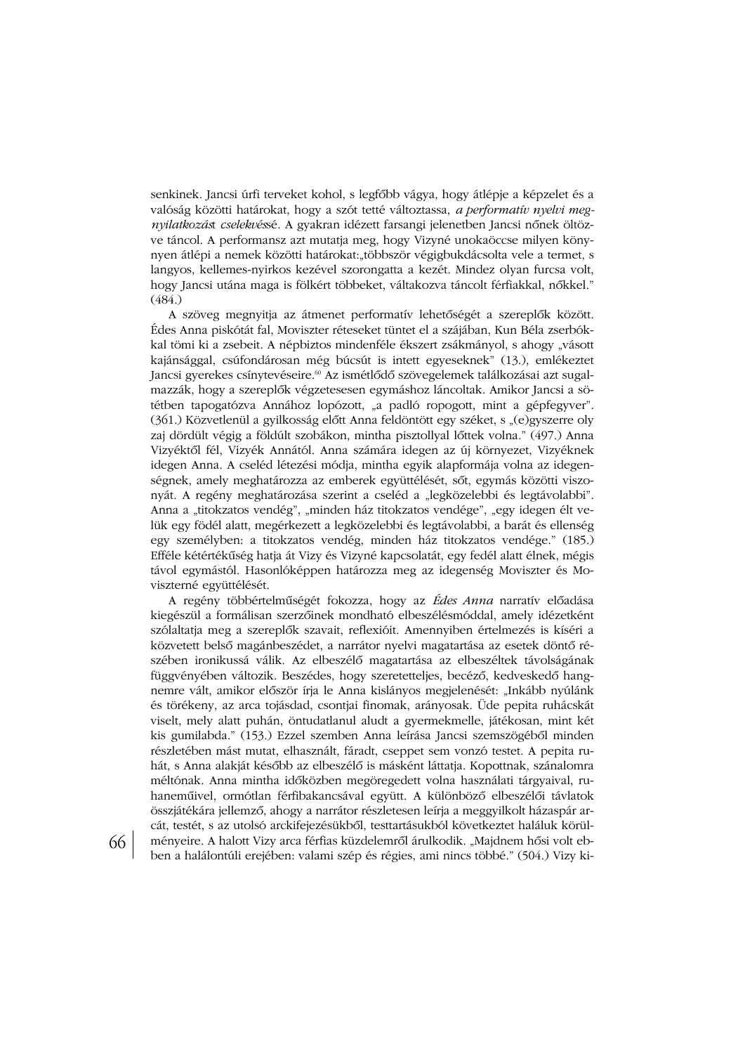senkinek. Jancsi úrfi terveket kohol, s legfőbb vágya, hogy átlépje a képzelet és a valóság közötti határokat, hogy a szót tetté változtassa, *a performatív nyelvi megnyilatkozás*t *cselekvés*sé. A gyakran idézett farsangi jelenetben Jancsi nőnek öltözve táncol. A performansz azt mutatja meg, hogy Vizyné unokaöccse milyen könnyen átlépi a nemek közötti határokat:„többször végigbukdácsolta vele a termet, s langyos, kellemes-nyirkos kezével szorongatta a kezét. Mindez olyan furcsa volt, hogy Jancsi utána maga is fölkért többeket, váltakozva táncolt férfiakkal, nőkkel." (484.)

A szöveg megnyitja az átmenet performatív lehetőségét a szereplők között. Édes Anna piskótát fal, Moviszter réteseket tüntet el a szájában, Kun Béla zserbókkal tömi ki a zsebeit. A népbiztos mindenféle ékszert zsákmányol, s ahogy „vásott kajánsággal, csúfondárosan még búcsút is intett egyeseknek" (13.), emlékeztet Jancsi gyerekes csínytevéseire.[60] Az ismétlődő szövegelemek találkozásai azt sugalmazzák, hogy a szereplők végzetesesen egymáshoz láncoltak. Amikor Jancsi a sötétben tapogatózva Annához lopózott, „a padló ropogott, mint a gépfegyver". (361.) Közvetlenül a gyilkosság előtt Anna feldöntött egy széket, s „(e)gyszerre oly zaj dördült végig a földúlt szobákon, mintha pisztollyal lőttek volna." (497.) Anna Vizyéktől fél, Vizyék Annától. Anna számára idegen az új környezet, Vizyéknek idegen Anna. A cseléd létezési módja, mintha egyik alapformája volna az idegenségnek, amely meghatározza az emberek együttélését, sőt, egymás közötti viszonyát. A regény meghatározása szerint a cseléd a „legközelebbi és legtávolabbi". Anna a „titokzatos vendég", „minden ház titokzatos vendége", „egy idegen élt velük egy födél alatt, megérkezett a legközelebbi és legtávolabbi, a barát és ellenség egy személyben: a titokzatos vendég, minden ház titokzatos vendége." (185.) Efféle kétértékűség hatja át Vizy és Vizyné kapcsolatát, egy fedél alatt élnek, mégis távol egymástól. Hasonlóképpen határozza meg az idegenség Moviszter és Moviszterné együttélését.

A regény többértelműségét fokozza, hogy az *Édes Anna* narratív előadása kiegészül a formálisan szerzőinek mondható elbeszélésmóddal, amely idézetként szólaltatja meg a szereplők szavait, reflexióit. Amennyiben értelmezés is kíséri a közvetett belső magánbeszédet, a narrátor nyelvi magatartása az esetek döntő részében ironikussá válik. Az elbeszélő magatartása az elbeszéltek távolságának függvényében változik. Beszédes, hogy szeretetteljes, becéző, kedveskedő hangnemre vált, amikor először írja le Anna kislányos megjelenését: „Inkább nyúlánk és törékeny, az arca tojásdad, csontjai finomak, arányosak. Üde pepita ruhácskát viselt, mely alatt puhán, öntudatlanul aludt a gyermekmelle, játékosan, mint két kis gumilabda." (153.) Ezzel szemben Anna leírása Jancsi szemszögéből minden részletében mást mutat, elhasznált, fáradt, cseppet sem vonzó testet. A pepita ruhát, s Anna alakját később az elbeszélő is másként láttatja. Kopottnak, szánalomra méltónak. Anna mintha időközben megöregedett volna használati tárgyaival, ruhaneműivel, ormótlan férfibakancsával együtt. A különböző elbeszélői távlatok összjátékára jellemző, ahogy a narrátor részletesen leírja a meggyilkolt házaspár arcát, testét, s az utolsó arckifejezésükből, testtartásukból következtet haláluk körülményeire. A halott Vizy arca férfias küzdelemről árulkodik. „Majdnem hősi volt ebben a halálontúli erejében: valami szép és régies, ami nincs többé." (504.) Vizy ki-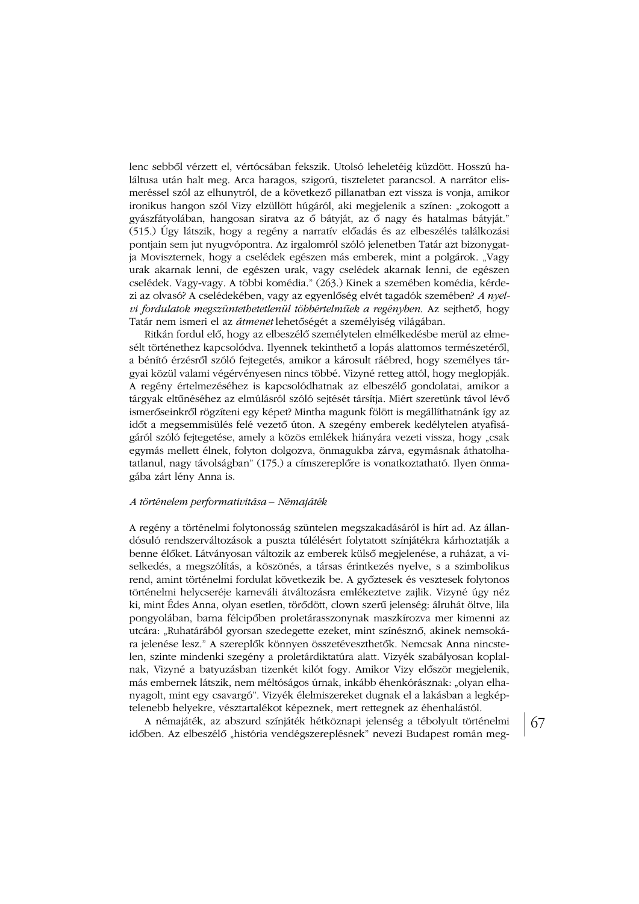lenc sebből vérzett el, vértócsában fekszik. Utolsó leheletéig küzdött. Hosszú haláltusa után halt meg. Arca haragos, szigorú, tiszteletet parancsol. A narrátor elismeréssel szól az elhunytról, de a következő pillanatban ezt vissza is vonja, amikor ironikus hangon szól Vizy elzüllött húgáról, aki megjelenik a színen: „zokogott a gyászfátyolában, hangosan siratva az ő bátyját, az ő nagy és hatalmas bátyját." (515.) Úgy látszik, hogy a regény a narratív előadás és az elbeszélés találkozási pontjain sem jut nyugvópontra. Az irgalomról szóló jelenetben Tatár azt bizonygatja Moviszternek, hogy a cselédek egészen más emberek, mint a polgárok. „Vagy urak akarnak lenni, de egészen urak, vagy cselédek akarnak lenni, de egészen cselédek. Vagy-vagy. A többi komédia." (263.) Kinek a szemében komédia, kérdezi az olvasó? A cselédekében, vagy az egyenlőség elvét tagadók szemében? *A nyelvi fordulatok megszüntethetetlenül többértelműek a regényben.* Az sejthető, hogy Tatár nem ismeri el az *átmenet* lehetőségét a személyiség világában.

Ritkán fordul elő, hogy az elbeszélő személytelen elmélkedésbe merül az elmesélt történethez kapcsolódva. Ilyennek tekinthető a lopás alattomos természetéről, a bénító érzésről szóló fejtegetés, amikor a károsult ráébred, hogy személyes tárgyai közül valami végérvényesen nincs többé. Vizyné retteg attól, hogy meglopják. A regény értelmezéséhez is kapcsolódhatnak az elbeszélő gondolatai, amikor a tárgyak eltűnéséhez az elmúlásról szóló sejtését társítja. Miért szeretünk távol lévő ismerőseinkről rögzíteni egy képet? Mintha magunk fölött is megállíthatnánk így az időt a megsemmisülés felé vezető úton. A szegény emberek kedélytelen atyafiságáról szóló fejtegetése, amely a közös emlékek hiányára vezeti vissza, hogy „csak egymás mellett élnek, folyton dolgozva, önmagukba zárva, egymásnak áthatolhatatlanul, nagy távolságban" (175.) a címszereplőre is vonatkoztatható. Ilyen önmagába zárt lény Anna is.

*A történelem performativitása – Némajáték*

A regény a történelmi folytonosság szüntelen megszakadásáról is hírt ad. Az állandósuló rendszerváltozások a puszta túlélésért folytatott színjátékra kárhoztatják a benne élőket. Látványosan változik az emberek külső megjelenése, a ruházat, a viselkedés, a megszólítás, a köszönés, a társas érintkezés nyelve, s a szimbolikus rend, amint történelmi fordulat következik be. A győztesek és vesztesek folytonos történelmi helycseréje karneváli átváltozásra emlékeztetve zajlik. Vizyné úgy néz ki, mint Édes Anna, olyan esetlen, törődött, clown szerű jelenség: álruhát öltve, lila pongyolában, barna félcipőben proletárasszonynak maszkírozva mer kimenni az utcára: „Ruhatárából gyorsan szedegette ezeket, mint színésznő, akinek nemsokára jelenése lesz." A szereplők könnyen összetéveszthetők. Nemcsak Anna nincstelen, szinte mindenki szegény a proletárdiktatúra alatt. Vizyék szabályosan koplalnak, Vizyné a batyuzásban tizenkét kilót fogy. Amikor Vizy először megjelenik, más embernek látszik, nem méltóságos úrnak, inkább éhenkórásznak: „olyan elhanyagolt, mint egy csavargó". Vizyék élelmiszereket dugnak el a lakásban a legképtelenebb helyekre, vésztartalékot képeznek, mert rettegnek az éhenhalástól.

A némajáték, az abszurd színjáték hétköznapi jelenség a tébolyult történelmi időben. Az elbeszélő „história vendégszereplésnek" nevezi Budapest román meg-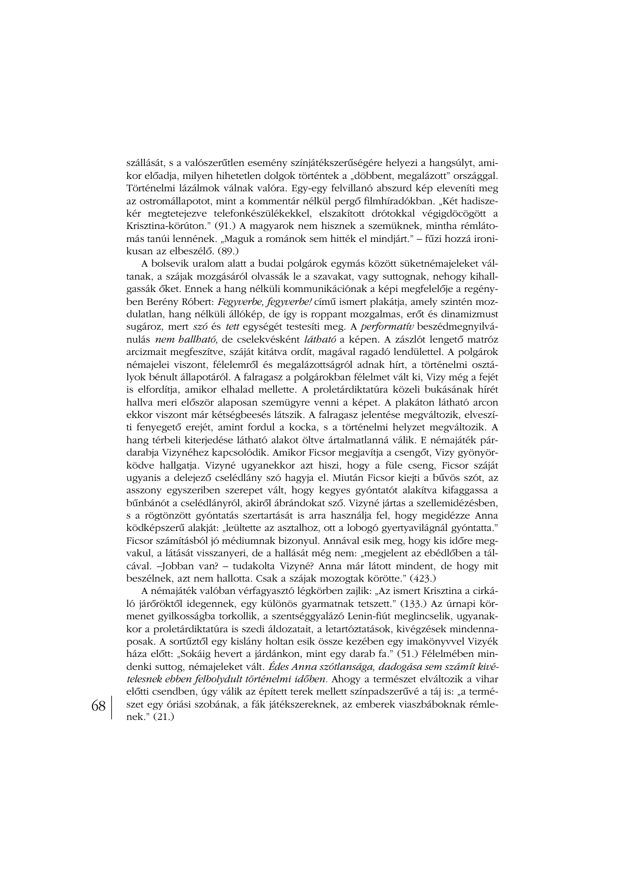szállását, s a valószerűtlen esemény színjátékszerűségére helyezi a hangsúlyt, amikor előadja, milyen hihetetlen dolgok történtek a „döbbent, megalázott" országgal. Történelmi lázálmok válnak valóra. Egy-egy felvillanó abszurd kép eleveníti meg az ostromállapotot, mint a kommentár nélkül pergő filmhíradókban. „Két hadiszekér megtetejezve telefonkészülékekkel, elszakított drótokkal végigdöcögött a Krisztina-körúton." (91.) A magyarok nem hisznek a szemüknek, mintha rémlátomás tanúi lennének. „Maguk a románok sem hitték el mindjárt." – fűzi hozzá ironikusan az elbeszélő. (89.)

A bolsevik uralom alatt a budai polgárok egymás között süketnémajeleket váltanak, a szájak mozgásáról olvassák le a szavakat, vagy suttognak, nehogy kihallgassák őket. Ennek a hang nélküli kommunikációnak a képi megfelelője a regényben Berény Róbert: *Fegyverbe, fegyverbe!* című ismert plakátja, amely szintén mozdulatlan, hang nélküli állókép, de így is roppant mozgalmas, erőt és dinamizmust sugároz, mert *szó* és *tett* egységét testesíti meg. A *performatív* beszédmegnyilvánulás *nem hallható,* de cselekvésként *látható* a képen. A zászlót lengető matróz arcizmait megfeszítve, száját kitátva ordít, magával ragadó lendülettel. A polgárok némajelei viszont, félelemről és megalázottságról adnak hírt, a történelmi osztályok bénult állapotáról. A falragasz a polgárokban félelmet vált ki, Vizy még a fejét is elfordítja, amikor elhalad mellette. A proletárdiktatúra közeli bukásának hírét hallva meri először alaposan szemügyre venni a képet. A plakáton látható arcon ekkor viszont már kétségbeesés látszik. A falragasz jelentése megváltozik, elveszíti fenyegető erejét, amint fordul a kocka, s a történelmi helyzet megváltozik. A hang térbeli kiterjedése látható alakot öltve ártalmatlanná válik. E némajáték párdarabja Vizynéhez kapcsolódik. Amikor Ficsor megjavítja a csengőt, Vizy gyönyörködve hallgatja. Vizyné ugyanekkor azt hiszi, hogy a füle cseng, Ficsor száját ugyanis a delejező cselédlány szó hagyja el. Miután Ficsor kiejti a bűvös szót, az asszony egyszeriben szerepet vált, hogy kegyes gyóntatót alakítva kifaggassa a bűnbánót a cselédlányról, akiről ábrándokat sző. Vizyné jártas a szellemidézésben, s a rögtönzött gyóntatás szertartását is arra használja fel, hogy megidézze Anna ködképszerű alakját: „leültette az asztalhoz, ott a lobogó gyertyavilágnál gyóntatta." Ficsor számításból jó médiumnak bizonyul. Annával esik meg, hogy kis időre megvakul, a látását visszanyeri, de a hallását még nem: „megjelent az ebédlőben a tálcával. –Jobban van? – tudakolta Vizyné? Anna már látott mindent, de hogy mit beszélnek, azt nem hallotta. Csak a szájak mozogtak körötte." (423.)

A némajáték valóban vérfagyasztó légkörben zajlik: „Az ismert Krisztina a cirkáló járőröktől idegennek, egy különös gyarmatnak tetszett." (133.) Az úrnapi körmenet gyilkosságba torkollik, a szentséggyalázó Lenin-fiút meglincselik, ugyanakkor a proletárdiktatúra is szedi áldozatait, a letartóztatások, kivégzések mindennaposak. A sortűztől egy kislány holtan esik össze kezében egy imakönyvvel Vizyék háza előtt: „Sokáig hevert a járdánkon, mint egy darab fa." (51.) Félelmében mindenki suttog, némajeleket vált. *Édes Anna szótlansága, dadogása sem számít kivételesnek ebben felbolydult történelmi időben*. Ahogy a természet elváltozik a vihar előtti csendben, úgy válik az épített terek mellett színpadszerűvé a táj is: „a természet egy óriási szobának, a fák játékszereknek, az emberek viaszbáboknak rémlenek." (21.)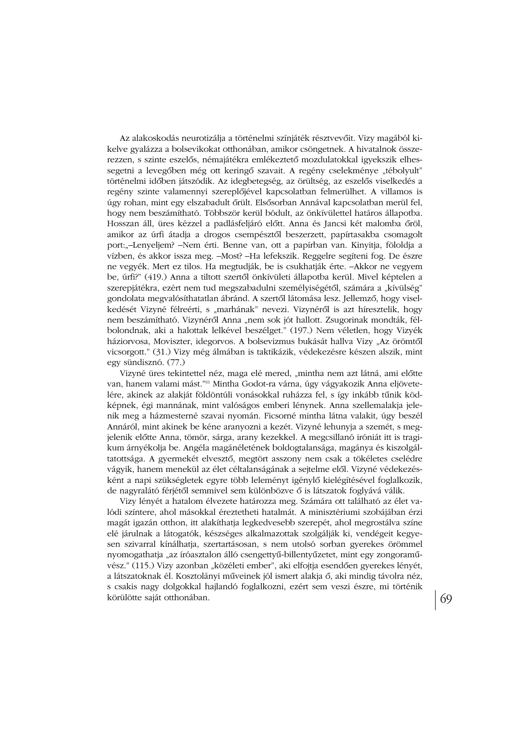Az alakoskodás neurotizálja a történelmi színjáték résztvevőit. Vizy magából kikelve gyalázza a bolsevikokat otthonában, amikor csöngetnek. A hivatalnok összerezzen, s szinte eszelős, némajátékra emlékeztető mozdulatokkal igyekszik elhessegetni a levegőben még ott keringő szavait. A regény cselekménye „tébolyult" történelmi időben játszódik. Az idegbetegség, az őrültség, az eszelős viselkedés a regény szinte valamennyi szereplőjével kapcsolatban felmerülhet. A villamos is úgy rohan, mint egy elszabadult őrült. Elsősorban Annával kapcsolatban merül fel, hogy nem beszámítható. Többször kerül bódult, az önkívülettel határos állapotba. Hosszan áll, üres kézzel a padlásfeljáró előtt. Anna és Jancsi két malomba őröl, amikor az úrfi átadja a drogos csempésztől beszerzett, papírtasakba csomagolt port:„–Lenyeljem? –Nem érti. Benne van, ott a papírban van. Kinyitja, föloldja a vízben, és akkor issza meg. –Most? –Ha lefekszik. Reggelre segíteni fog. De észre ne vegyék. Mert ez tilos. Ha megtudják, be is csukhatják érte. –Akkor ne vegyem be, úrfi?" (419.) Anna a tiltott szertől önkívületi állapotba kerül. Mivel képtelen a szerepjátékra, ezért nem tud megszabadulni személyiségétől, számára a „kívülség" gondolata megvalósíthatatlan ábránd. A szertől látomása lesz. Jellemző, hogy viselkedését Vizyné félreérti, s „marhának" nevezi. Vizynéről is azt híresztelik, hogy nem beszámítható. Vizynéről Anna „nem sok jót hallott. Zsugorinak mondták, félbolondnak, aki a halottak lelkével beszélget." (197.) Nem véletlen, hogy Vizyék háziorvosa, Moviszter, idegorvos. A bolsevizmus bukását hallva Vizy „Az örömtől vicsorgott." (31.) Vizy még álmában is taktikázik, védekezésre készen alszik, mint egy sündisznó. (77.)

Vizyné üres tekintettel néz, maga elé mered, „mintha nem azt látná, ami előtte van, hanem valami mást."[61] Mintha Godot-ra várna, úgy vágyakozik Anna eljövetelére, akinek az alakját földöntúli vonásokkal ruházza fel, s így inkább tűnik ködképnek, égi mannának, mint valóságos emberi lénynek. Anna szellemalakja jelenik meg a házmesterné szavai nyomán. Ficsorné mintha látna valakit, úgy beszél Annáról, mint akinek be kéne aranyozni a kezét. Vizyné lehunyja a szemét, s megjelenik előtte Anna, tömör, sárga, arany kezekkel. A megcsillanó iróniát itt is tragikum árnyékolja be. Angéla magánéletének boldogtalansága, magánya és kiszolgáltatottsága. A gyermekét elvesztő, megtört asszony nem csak a tökéletes cselédre vágyik, hanem menekül az élet céltalanságának a sejtelme elől. Vizyné védekezésként a napi szükségletek egyre több leleményt igénylő kielégítésével foglalkozik, de nagyralátó férjétől semmivel sem különbözve ő is látszatok foglyává válik.

Vizy lényét a hatalom élvezete határozza meg. Számára ott található az élet valódi színtere, ahol másokkal éreztetheti hatalmát. A minisztériumi szobájában érzi magát igazán otthon, itt alakíthatja legkedvesebb szerepét, ahol megrostálva színe elé járulnak a látogatók, készséges alkalmazottak szolgálják ki, vendégeit kegyesen szivarral kínálhatja, szertartásosan, s nem utolsó sorban gyerekes örömmel nyomogathatja „az íróasztalon álló csengettyű-billentyűzetet, mint egy zongoraművész." (115.) Vizy azonban „közéleti ember", aki elfojtja esendően gyerekes lényét, a látszatoknak él. Kosztolányi műveinek jól ismert alakja ő, aki mindig távolra néz, s csakis nagy dolgokkal hajlandó foglalkozni, ezért sem veszi észre, mi történik körülötte saját otthonában.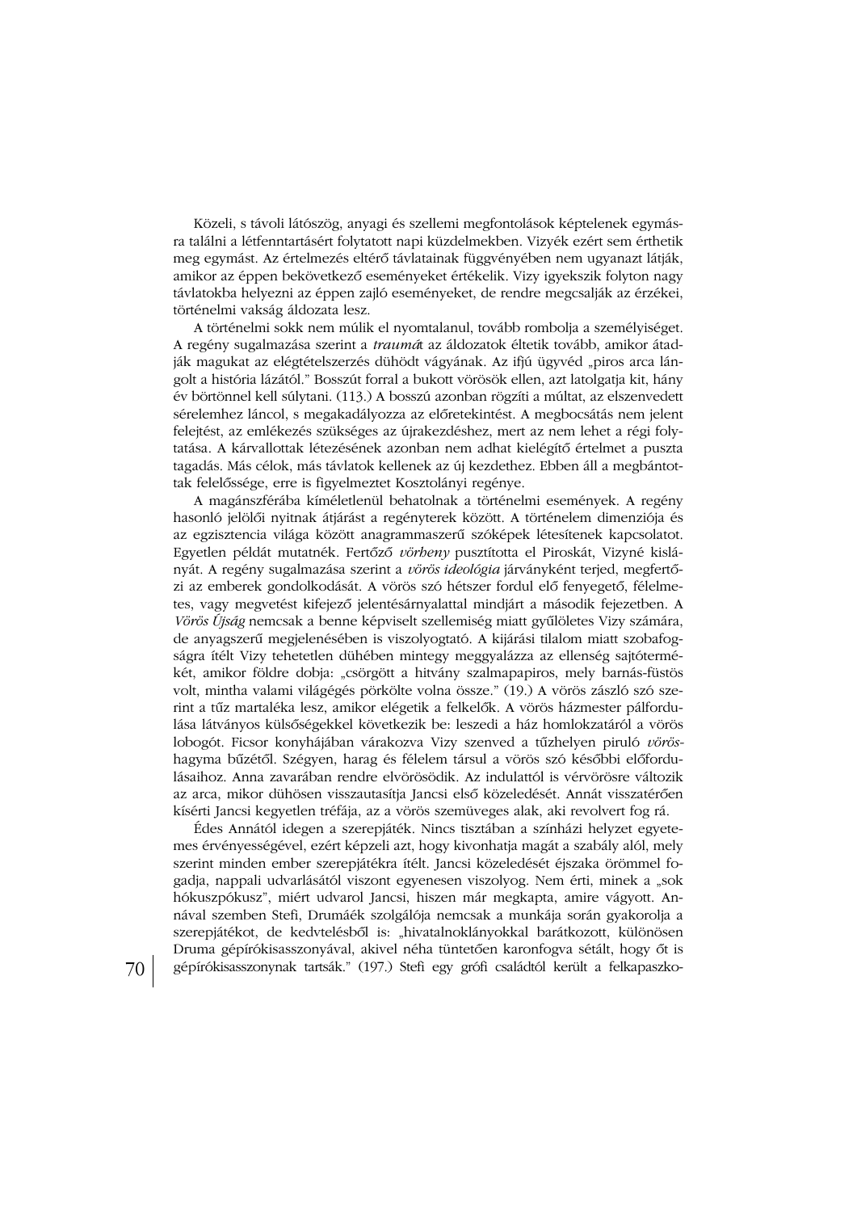Közeli, s távoli látószög, anyagi és szellemi megfontolások képtelenek egymásra találni a létfenntartásért folytatott napi küzdelmekben. Vizyék ezért sem érthetik meg egymást. Az értelmezés eltérő távlatainak függvényében nem ugyanazt látják, amikor az éppen bekövetkező eseményeket értékelik. Vizy igyekszik folyton nagy távlatokba helyezni az éppen zajló eseményeket, de rendre megcsalják az érzékei, történelmi vakság áldozata lesz.

A történelmi sokk nem múlik el nyomtalanul, tovább rombolja a személyiséget. A regény sugalmazása szerint a *traumá*t az áldozatok éltetik tovább, amikor átadják magukat az elégtételszerzés dühödt vágyának. Az ifjú ügyvéd „piros arca lángolt a história lázától." Bosszút forral a bukott vörösök ellen, azt latolgatja kit, hány év börtönnel kell súlytani. (113.) A bosszú azonban rögzíti a múltat, az elszenvedett sérelemhez láncol, s megakadályozza az előretekintést. A megbocsátás nem jelent felejtést, az emlékezés szükséges az újrakezdéshez, mert az nem lehet a régi folytatása. A kárvallottak létezésének azonban nem adhat kielégítő értelmet a puszta tagadás. Más célok, más távlatok kellenek az új kezdethez. Ebben áll a megbántottak felelőssége, erre is figyelmeztet Kosztolányi regénye.

A magánszférába kíméletlenül behatolnak a történelmi események. A regény hasonló jelölői nyitnak átjárást a regényterek között. A történelem dimenziója és az egzisztencia világa között anagrammaszerű szóképek létesítenek kapcsolatot. Egyetlen példát mutatnék. Fertőző *vörheny* pusztította el Piroskát, Vizyné kislányát. A regény sugalmazása szerint a *vörös ideológia* járványként terjed, megfertőzi az emberek gondolkodását. A vörös szó hétszer fordul elő fenyegető, félelmetes, vagy megvetést kifejező jelentésárnyalattal mindjárt a második fejezetben. A *Vörös Újság* nemcsak a benne képviselt szellemiség miatt gyűlöletes Vizy számára, de anyagszerű megjelenésében is viszolyogtató. A kijárási tilalom miatt szobafogságra ítélt Vizy tehetetlen dühében mintegy meggyalázza az ellenség sajtótermékét, amikor földre dobja: „csörgött a hitvány szalmapapiros, mely barnás-füstös volt, mintha valami világégés pörkölte volna össze." (19.) A vörös zászló szó szerint a tűz martaléka lesz, amikor elégetik a felkelők. A vörös házmester pálfordulása látványos külsőségekkel következik be: leszedi a ház homlokzatáról a vörös lobogót. Ficsor konyhájában várakozva Vizy szenved a tűzhelyen piruló *vörös*hagyma bűzétől. Szégyen, harag és félelem társul a vörös szó későbbi előfordulásaihoz. Anna zavarában rendre elvörösödik. Az indulattól is vérvörösre változik az arca, mikor dühösen visszautasítja Jancsi első közeledését. Annát visszatérően kíséri Jancsi kegyetlen tréfája, az a vörös szemüveges alak, aki revolvert fog rá.

Édes Annától idegen a szerepjáték. Nincs tisztában a színházi helyzet egyetemes érvényességével, ezért képzeli azt, hogy kivonhatja magát a szabály alól, mely szerint minden ember szerepjátékra ítélt. Jancsi közeledését éjszaka örömmel fogadja, nappali udvarlásától viszont egyenesen viszolyog. Nem érti, minek a „sok hókuszpókusz", miért udvarol Jancsi, hiszen már megkapta, amire vágyott. Annával szemben Stefi, Drumáék szolgálója nemcsak a munkája során gyakorolja a szerepjátékot, de kedvtelésből is: „hivatalnoklányokkal barátkozott, különösen Druma gépírókisasszonyával, akivel néha tüntetően karonfogva sétált, hogy őt is gépírókisasszonynak tartsák." (197.) Stefi egy grófi családtól került a felkapaszko-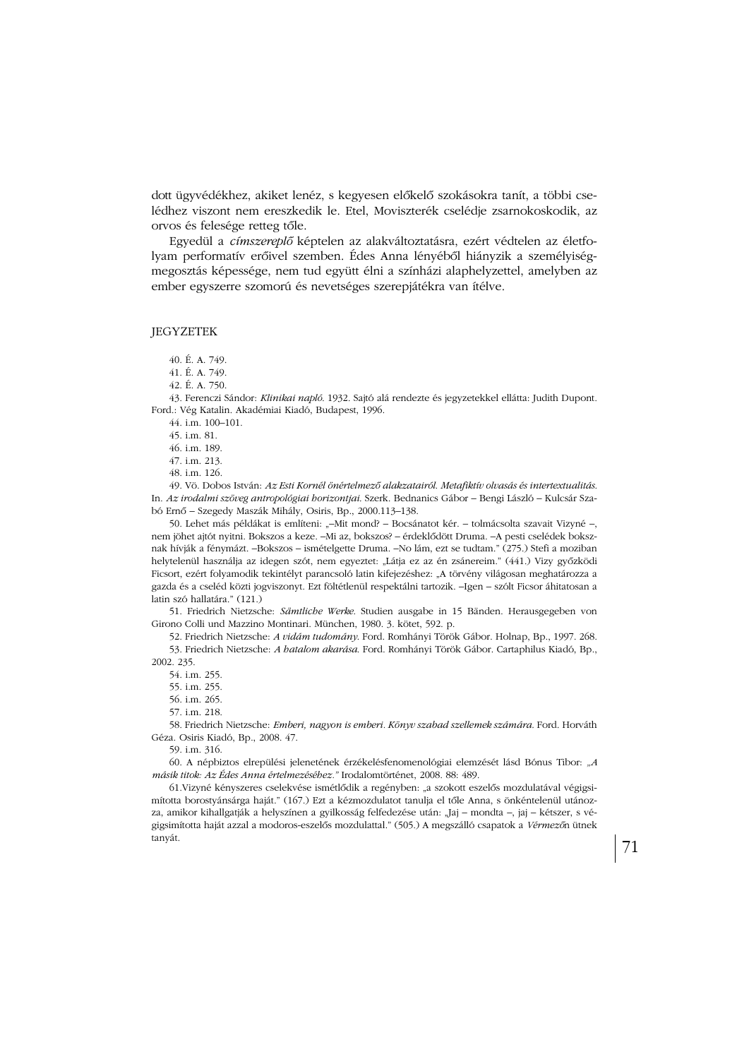dott ügyvédékhez, akiket lenéz, s kegyesen előkelő szokásokra tanít, a többi cselédhez viszont nem ereszkedik le. Etel, Moviszterék cselédje zsarnokoskodik, az orvos és felesége retteg tőle.

Egyedül a *címszereplő* képtelen az alakváltoztatásra, ezért védtelen az életfolyam performatív erőivel szemben. Édes Anna lényéből hiányzik a személyiségmegosztás képessége, nem tud együtt élni a színházi alaphelyzettel, amelyben az ember egyszerre szomorú és nevetséges szerepjátékra van ítélve.

## JEGYZETEK

40. É. A. 749.

41. É. A. 749.

42. É. A. 750.

43. Ferenczi Sándor: *Klinikai napló.* 1932. Sajtó alá rendezte és jegyzetekkel ellátta: Judith Dupont. Ford.: Vég Katalin. Akadémiai Kiadó, Budapest, 1996.

44. i.m. 100–101.

45. i.m. 81.

46. i.m. 189.

47. i.m. 213.

48. i.m. 126.

49. Vö. Dobos István: *Az Esti Kornél önértelmező alakzatairól. Metafiktív olvasás és intertextualitás.* In. *Az irodalmi szöveg antropológiai horizontjai.* Szerk. Bednanics Gábor – Bengi László – Kulcsár Szabó Ernő – Szegedy Maszák Mihály, Osiris, Bp., 2000.113–138.

50. Lehet más példákat is említeni: „–Mit mond? – Bocsánatot kér. – tolmácsolta szavait Vizyné –, nem jöhet ajtót nyitni. Bokszos a keze. –Mi az, bokszos? – érdeklődött Druma. –A pesti cselédek boksznak hívják a fénymázt. –Bokszos – ismételgette Druma. –No lám, ezt se tudtam." (275.) Stefi a moziban helytelenül használja az idegen szót, nem egyeztet: „Látja ez az én zsánereim." (441.) Vizy győzködi Ficsort, ezért folyamodik tekintélyt parancsoló latin kifejezéshez: „A törvény világosan meghatározza a gazda és a cseléd közti jogviszonyt. Ezt föltétlenül respektálni tartozik. –Igen – szólt Ficsor áhítatosan a latin szó hallatára." (121.)

51. Friedrich Nietzsche: *Sämtliche Werke.* Studien ausgabe in 15 Bänden. Herausgegeben von Girono Colli und Mazzino Montinari. München, 1980. 3. kötet, 592. p.

52. Friedrich Nietzsche: *A vidám tudomány.* Ford. Romhányi Török Gábor. Holnap, Bp., 1997. 268.

53. Friedrich Nietzsche: *A hatalom akarása.* Ford. Romhányi Török Gábor. Cartaphilus Kiadó, Bp., 2002. 235.

54. i.m. 255.

55. i.m. 255.

56. i.m. 265.

57. i.m. 218.

58. Friedrich Nietzsche: *Emberi, nagyon is emberi. Könyv szabad szellemek számára.* Ford. Horváth Géza. Osiris Kiadó, Bp., 2008. 47.

59. i.m. 316.

60. A népbiztos elrepülési jelenetének érzékelésfenomenológiai elemzését lásd Bónus Tibor: *„A másik titok: Az Édes Anna értelmezéséhez."* Irodalomtörténet, 2008. 88: 489.

61.Vizyné kényszeres cselekvése ismétlődik a regényben: „a szokott eszelős mozdulatával végigsimította borostyánsárga haját." (167.) Ezt a kézmozdulatot tanulja el tőle Anna, s önkéntelenül utánozza, amikor kihallgatják a helyszínen a gyilkosság felfedezése után: „Jaj – mondta –, jaj – kétszer, s végigsimította haját azzal a modoros-eszelős mozdulattal." (505.) A megszálló csapatok a *Vérmezőn* ütnek tanyát.